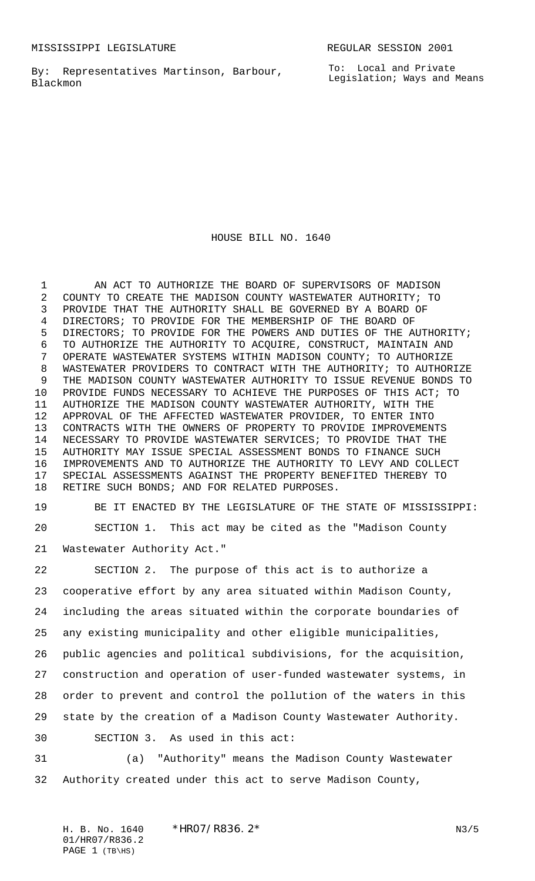MISSISSIPPI LEGISLATURE REGULAR SESSION 2001

By: Representatives Martinson, Barbour, Blackmon

To: Local and Private Legislation; Ways and Means

# HOUSE BILL NO. 1640

AN ACT TO AUTHORIZE THE BOARD OF SUPERVISORS OF MADISON COUNTY TO CREATE THE MADISON COUNTY WASTEWATER AUTHORITY; TO PROVIDE THAT THE AUTHORITY SHALL BE GOVERNED BY A BOARD OF DIRECTORS; TO PROVIDE FOR THE MEMBERSHIP OF THE BOARD OF DIRECTORS; TO PROVIDE FOR THE POWERS AND DUTIES OF THE AUTHORITY; TO AUTHORIZE THE AUTHORITY TO ACQUIRE, CONSTRUCT, MAINTAIN AND OPERATE WASTEWATER SYSTEMS WITHIN MADISON COUNTY; TO AUTHORIZE WASTEWATER PROVIDERS TO CONTRACT WITH THE AUTHORITY; TO AUTHORIZE THE MADISON COUNTY WASTEWATER AUTHORITY TO ISSUE REVENUE BONDS TO PROVIDE FUNDS NECESSARY TO ACHIEVE THE PURPOSES OF THIS ACT; TO AUTHORIZE THE MADISON COUNTY WASTEWATER AUTHORITY, WITH THE APPROVAL OF THE AFFECTED WASTEWATER PROVIDER, TO ENTER INTO CONTRACTS WITH THE OWNERS OF PROPERTY TO PROVIDE IMPROVEMENTS NECESSARY TO PROVIDE WASTEWATER SERVICES; TO PROVIDE THAT THE AUTHORITY MAY ISSUE SPECIAL ASSESSMENT BONDS TO FINANCE SUCH IMPROVEMENTS AND TO AUTHORIZE THE AUTHORITY TO LEVY AND COLLECT SPECIAL ASSESSMENTS AGAINST THE PROPERTY BENEFITED THEREBY TO RETIRE SUCH BONDS; AND FOR RELATED PURPOSES.

BE IT ENACTED BY THE LEGISLATURE OF THE STATE OF MISSISSIPPI:

SECTION 1. This act may be cited as the "Madison County Wastewater Authority Act."

SECTION 2. The purpose of this act is to authorize a cooperative effort by any area situated within Madison County, including the areas situated within the corporate boundaries of any existing municipality and other eligible municipalities, public agencies and political subdivisions, for the acquisition, construction and operation of user-funded wastewater systems, in order to prevent and control the pollution of the waters in this state by the creation of a Madison County Wastewater Authority.

SECTION 3. As used in this act:

(a) "Authority" means the Madison County Wastewater Authority created under this act to serve Madison County,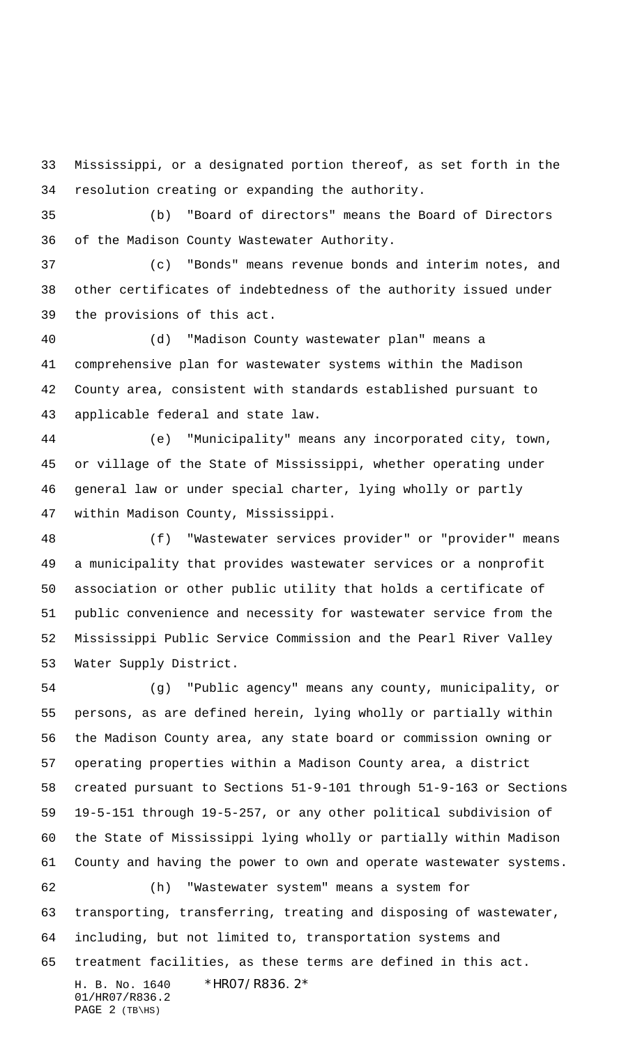Mississippi, or a designated portion thereof, as set forth in the resolution creating or expanding the authority.

(b) "Board of directors" means the Board of Directors of the Madison County Wastewater Authority.

(c) "Bonds" means revenue bonds and interim notes, and other certificates of indebtedness of the authority issued under the provisions of this act.

(d) "Madison County wastewater plan" means a comprehensive plan for wastewater systems within the Madison County area, consistent with standards established pursuant to applicable federal and state law.

(e) "Municipality" means any incorporated city, town, or village of the State of Mississippi, whether operating under general law or under special charter, lying wholly or partly within Madison County, Mississippi.

(f) "Wastewater services provider" or "provider" means a municipality that provides wastewater services or a nonprofit association or other public utility that holds a certificate of public convenience and necessity for wastewater service from the Mississippi Public Service Commission and the Pearl River Valley Water Supply District.

(g) "Public agency" means any county, municipality, or persons, as are defined herein, lying wholly or partially within the Madison County area, any state board or commission owning or operating properties within a Madison County area, a district created pursuant to Sections 51-9-101 through 51-9-163 or Sections 19-5-151 through 19-5-257, or any other political subdivision of the State of Mississippi lying wholly or partially within Madison County and having the power to own and operate wastewater systems.

(h) "Wastewater system" means a system for transporting, transferring, treating and disposing of wastewater, including, but not limited to, transportation systems and treatment facilities, as these terms are defined in this act.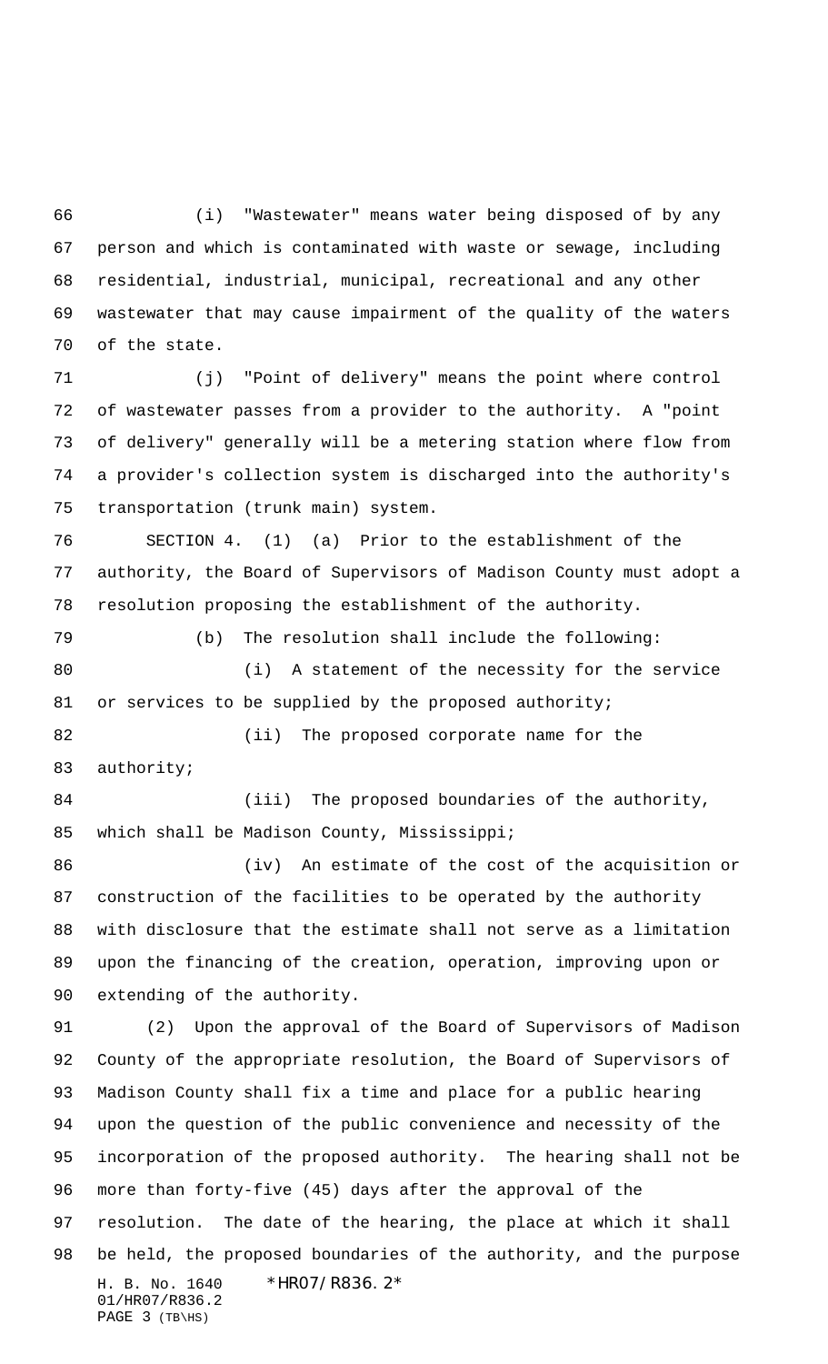(i) "Wastewater" means water being disposed of by any person and which is contaminated with waste or sewage, including residential, industrial, municipal, recreational and any other wastewater that may cause impairment of the quality of the waters of the state.

(j) "Point of delivery" means the point where control of wastewater passes from a provider to the authority. A "point of delivery" generally will be a metering station where flow from a provider's collection system is discharged into the authority's transportation (trunk main) system.

SECTION 4. (1) (a) Prior to the establishment of the authority, the Board of Supervisors of Madison County must adopt a resolution proposing the establishment of the authority.

(b) The resolution shall include the following:

(i) A statement of the necessity for the service or services to be supplied by the proposed authority;

(ii) The proposed corporate name for the authority;

(iii) The proposed boundaries of the authority, which shall be Madison County, Mississippi;

(iv) An estimate of the cost of the acquisition or construction of the facilities to be operated by the authority with disclosure that the estimate shall not serve as a limitation upon the financing of the creation, operation, improving upon or extending of the authority.

(2) Upon the approval of the Board of Supervisors of Madison County of the appropriate resolution, the Board of Supervisors of Madison County shall fix a time and place for a public hearing upon the question of the public convenience and necessity of the incorporation of the proposed authority. The hearing shall not be more than forty-five (45) days after the approval of the resolution. The date of the hearing, the place at which it shall be held, the proposed boundaries of the authority, and the purpose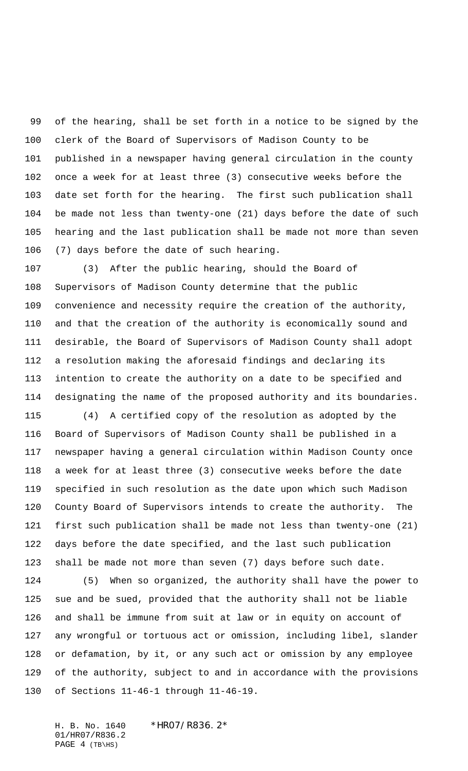of the hearing, shall be set forth in a notice to be signed by the clerk of the Board of Supervisors of Madison County to be published in a newspaper having general circulation in the county once a week for at least three (3) consecutive weeks before the date set forth for the hearing. The first such publication shall be made not less than twenty-one (21) days before the date of such hearing and the last publication shall be made not more than seven (7) days before the date of such hearing.

(3) After the public hearing, should the Board of Supervisors of Madison County determine that the public convenience and necessity require the creation of the authority, and that the creation of the authority is economically sound and desirable, the Board of Supervisors of Madison County shall adopt a resolution making the aforesaid findings and declaring its intention to create the authority on a date to be specified and designating the name of the proposed authority and its boundaries.

(4) A certified copy of the resolution as adopted by the Board of Supervisors of Madison County shall be published in a newspaper having a general circulation within Madison County once a week for at least three (3) consecutive weeks before the date specified in such resolution as the date upon which such Madison County Board of Supervisors intends to create the authority. The first such publication shall be made not less than twenty-one (21) days before the date specified, and the last such publication shall be made not more than seven (7) days before such date.

(5) When so organized, the authority shall have the power to sue and be sued, provided that the authority shall not be liable and shall be immune from suit at law or in equity on account of any wrongful or tortuous act or omission, including libel, slander or defamation, by it, or any such act or omission by any employee of the authority, subject to and in accordance with the provisions of Sections 11-46-1 through 11-46-19.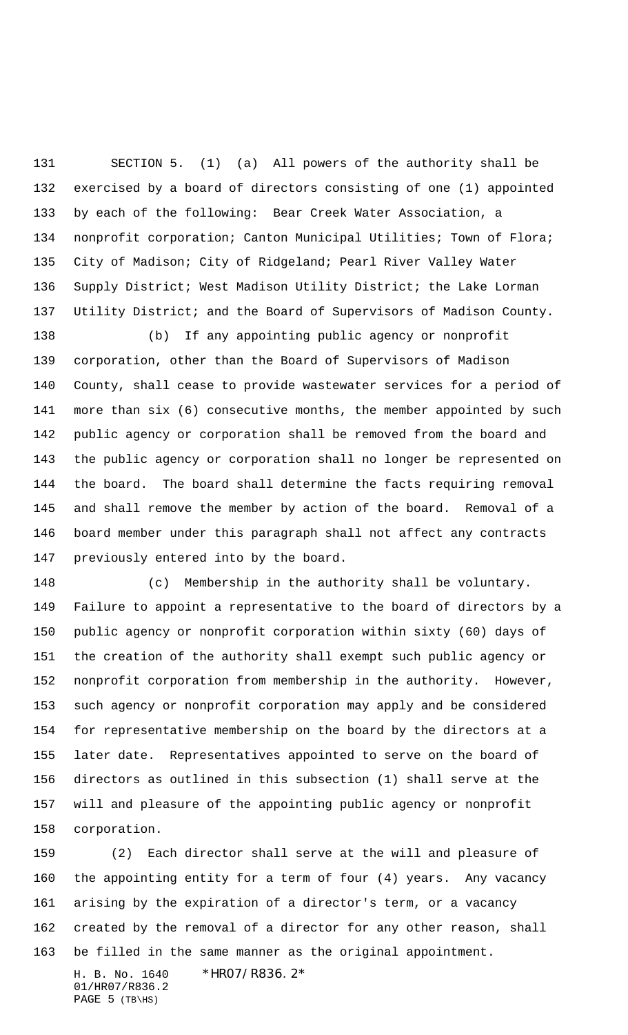SECTION 5. (1) (a) All powers of the authority shall be exercised by a board of directors consisting of one (1) appointed by each of the following: Bear Creek Water Association, a nonprofit corporation; Canton Municipal Utilities; Town of Flora; City of Madison; City of Ridgeland; Pearl River Valley Water Supply District; West Madison Utility District; the Lake Lorman Utility District; and the Board of Supervisors of Madison County.

(b) If any appointing public agency or nonprofit corporation, other than the Board of Supervisors of Madison County, shall cease to provide wastewater services for a period of more than six (6) consecutive months, the member appointed by such public agency or corporation shall be removed from the board and the public agency or corporation shall no longer be represented on the board. The board shall determine the facts requiring removal and shall remove the member by action of the board. Removal of a board member under this paragraph shall not affect any contracts previously entered into by the board.

(c) Membership in the authority shall be voluntary. Failure to appoint a representative to the board of directors by a public agency or nonprofit corporation within sixty (60) days of the creation of the authority shall exempt such public agency or nonprofit corporation from membership in the authority. However, such agency or nonprofit corporation may apply and be considered for representative membership on the board by the directors at a later date. Representatives appointed to serve on the board of directors as outlined in this subsection (1) shall serve at the will and pleasure of the appointing public agency or nonprofit corporation.

(2) Each director shall serve at the will and pleasure of the appointing entity for a term of four (4) years. Any vacancy arising by the expiration of a director's term, or a vacancy created by the removal of a director for any other reason, shall be filled in the same manner as the original appointment.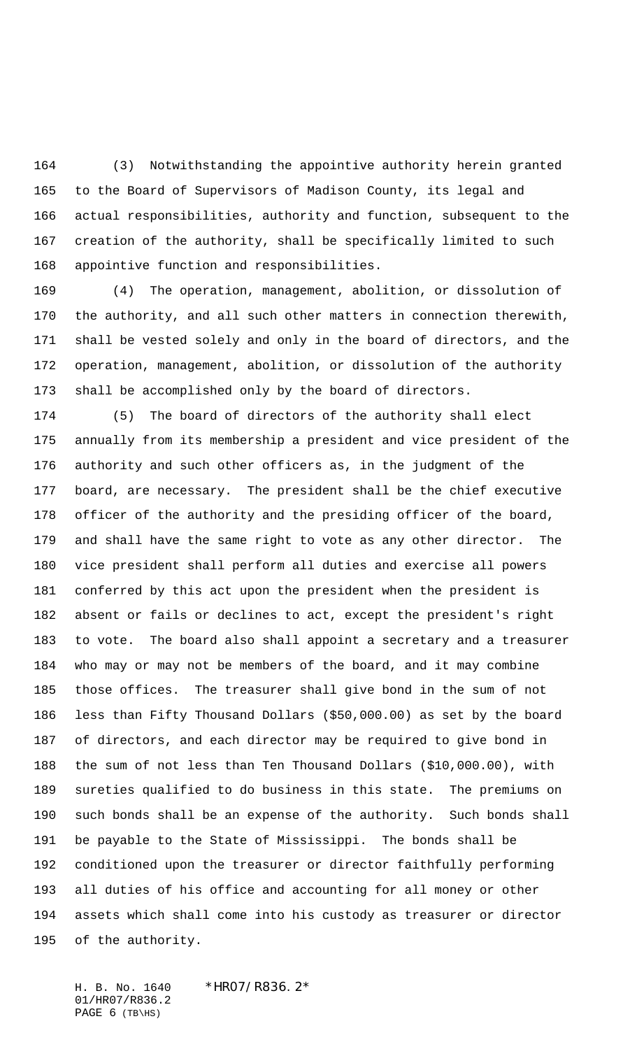(3) Notwithstanding the appointive authority herein granted to the Board of Supervisors of Madison County, its legal and actual responsibilities, authority and function, subsequent to the creation of the authority, shall be specifically limited to such appointive function and responsibilities.

(4) The operation, management, abolition, or dissolution of the authority, and all such other matters in connection therewith, shall be vested solely and only in the board of directors, and the operation, management, abolition, or dissolution of the authority shall be accomplished only by the board of directors.

(5) The board of directors of the authority shall elect annually from its membership a president and vice president of the authority and such other officers as, in the judgment of the board, are necessary. The president shall be the chief executive officer of the authority and the presiding officer of the board, and shall have the same right to vote as any other director. The vice president shall perform all duties and exercise all powers conferred by this act upon the president when the president is absent or fails or declines to act, except the president's right to vote. The board also shall appoint a secretary and a treasurer who may or may not be members of the board, and it may combine those offices. The treasurer shall give bond in the sum of not less than Fifty Thousand Dollars ($50,000.00) as set by the board of directors, and each director may be required to give bond in the sum of not less than Ten Thousand Dollars ($10,000.00), with sureties qualified to do business in this state. The premiums on such bonds shall be an expense of the authority. Such bonds shall be payable to the State of Mississippi. The bonds shall be conditioned upon the treasurer or director faithfully performing all duties of his office and accounting for all money or other assets which shall come into his custody as treasurer or director of the authority.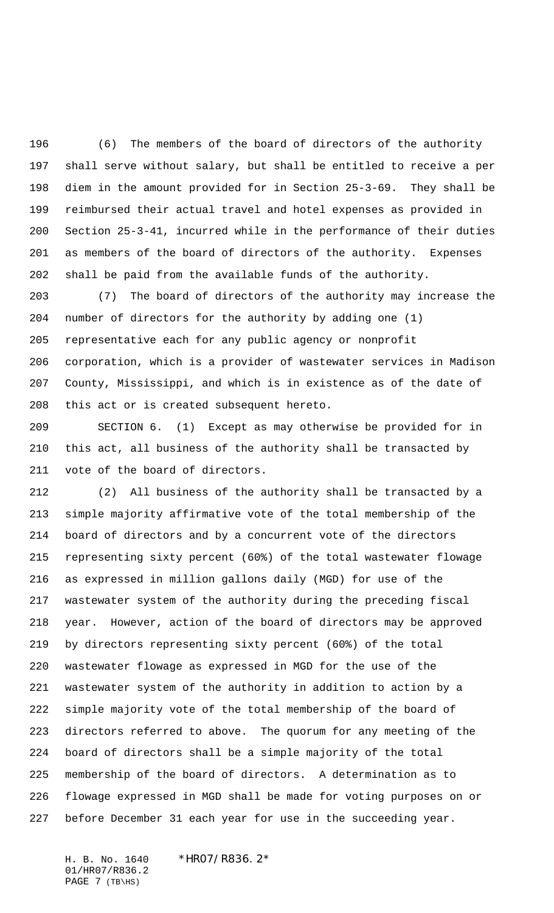(6) The members of the board of directors of the authority shall serve without salary, but shall be entitled to receive a per diem in the amount provided for in Section 25-3-69. They shall be reimbursed their actual travel and hotel expenses as provided in Section 25-3-41, incurred while in the performance of their duties as members of the board of directors of the authority. Expenses shall be paid from the available funds of the authority.

(7) The board of directors of the authority may increase the number of directors for the authority by adding one (1) representative each for any public agency or nonprofit corporation, which is a provider of wastewater services in Madison County, Mississippi, and which is in existence as of the date of this act or is created subsequent hereto.

SECTION 6. (1) Except as may otherwise be provided for in this act, all business of the authority shall be transacted by vote of the board of directors.

(2) All business of the authority shall be transacted by a simple majority affirmative vote of the total membership of the board of directors and by a concurrent vote of the directors representing sixty percent (60%) of the total wastewater flowage as expressed in million gallons daily (MGD) for use of the wastewater system of the authority during the preceding fiscal year. However, action of the board of directors may be approved by directors representing sixty percent (60%) of the total wastewater flowage as expressed in MGD for the use of the wastewater system of the authority in addition to action by a simple majority vote of the total membership of the board of directors referred to above. The quorum for any meeting of the board of directors shall be a simple majority of the total membership of the board of directors. A determination as to flowage expressed in MGD shall be made for voting purposes on or before December 31 each year for use in the succeeding year.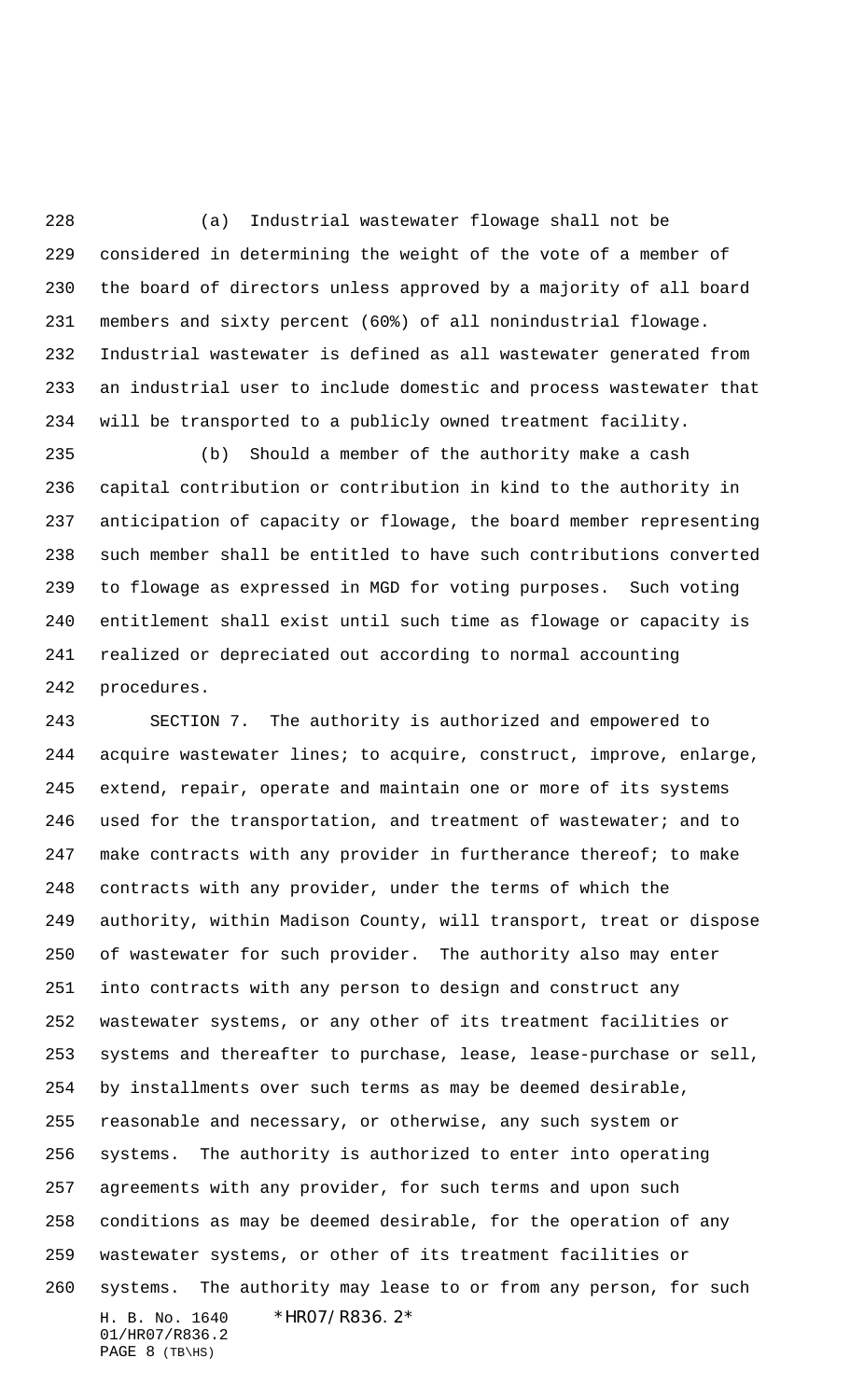(a) Industrial wastewater flowage shall not be considered in determining the weight of the vote of a member of the board of directors unless approved by a majority of all board members and sixty percent (60%) of all nonindustrial flowage. Industrial wastewater is defined as all wastewater generated from an industrial user to include domestic and process wastewater that will be transported to a publicly owned treatment facility.

(b) Should a member of the authority make a cash capital contribution or contribution in kind to the authority in anticipation of capacity or flowage, the board member representing such member shall be entitled to have such contributions converted to flowage as expressed in MGD for voting purposes. Such voting entitlement shall exist until such time as flowage or capacity is realized or depreciated out according to normal accounting procedures.

SECTION 7. The authority is authorized and empowered to acquire wastewater lines; to acquire, construct, improve, enlarge, extend, repair, operate and maintain one or more of its systems used for the transportation, and treatment of wastewater; and to make contracts with any provider in furtherance thereof; to make contracts with any provider, under the terms of which the authority, within Madison County, will transport, treat or dispose of wastewater for such provider. The authority also may enter into contracts with any person to design and construct any wastewater systems, or any other of its treatment facilities or systems and thereafter to purchase, lease, lease-purchase or sell, by installments over such terms as may be deemed desirable, reasonable and necessary, or otherwise, any such system or systems. The authority is authorized to enter into operating agreements with any provider, for such terms and upon such conditions as may be deemed desirable, for the operation of any wastewater systems, or other of its treatment facilities or systems. The authority may lease to or from any person, for such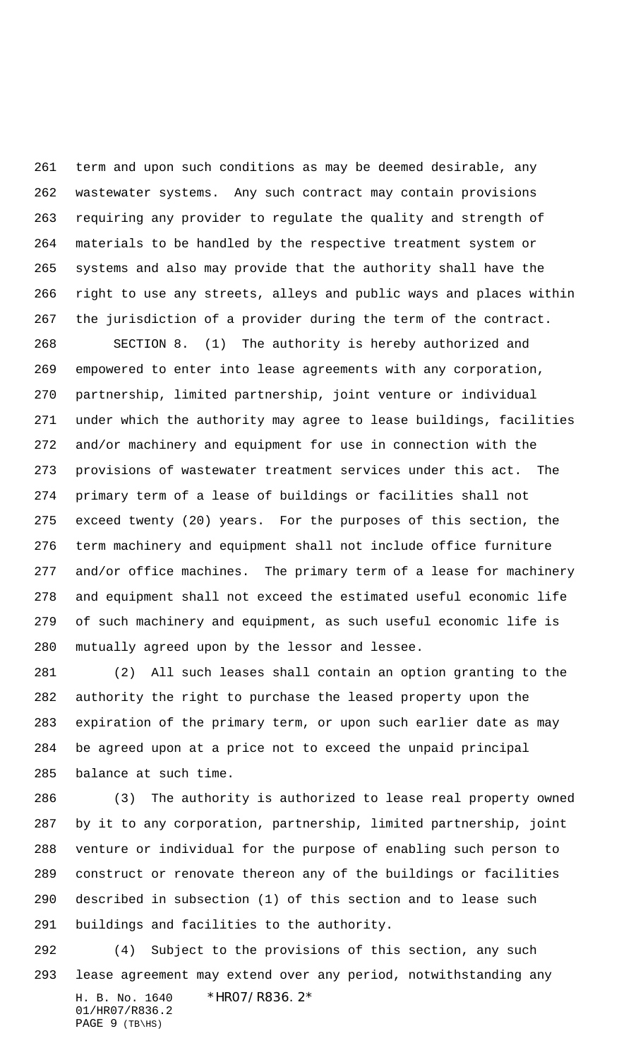term and upon such conditions as may be deemed desirable, any wastewater systems. Any such contract may contain provisions requiring any provider to regulate the quality and strength of materials to be handled by the respective treatment system or systems and also may provide that the authority shall have the right to use any streets, alleys and public ways and places within the jurisdiction of a provider during the term of the contract.

SECTION 8. (1) The authority is hereby authorized and empowered to enter into lease agreements with any corporation, partnership, limited partnership, joint venture or individual under which the authority may agree to lease buildings, facilities and/or machinery and equipment for use in connection with the provisions of wastewater treatment services under this act. The primary term of a lease of buildings or facilities shall not exceed twenty (20) years. For the purposes of this section, the term machinery and equipment shall not include office furniture and/or office machines. The primary term of a lease for machinery and equipment shall not exceed the estimated useful economic life of such machinery and equipment, as such useful economic life is mutually agreed upon by the lessor and lessee.

(2) All such leases shall contain an option granting to the authority the right to purchase the leased property upon the expiration of the primary term, or upon such earlier date as may be agreed upon at a price not to exceed the unpaid principal balance at such time.

(3) The authority is authorized to lease real property owned by it to any corporation, partnership, limited partnership, joint venture or individual for the purpose of enabling such person to construct or renovate thereon any of the buildings or facilities described in subsection (1) of this section and to lease such buildings and facilities to the authority.

(4) Subject to the provisions of this section, any such lease agreement may extend over any period, notwithstanding any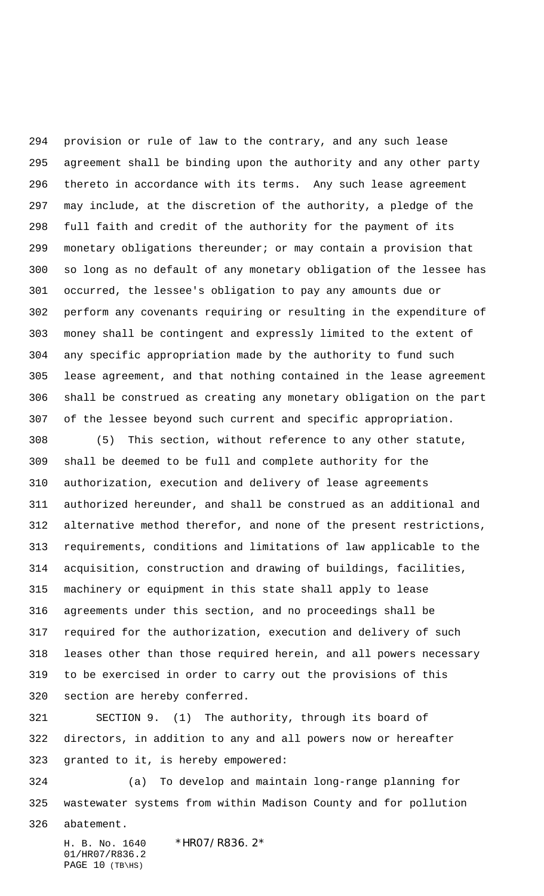provision or rule of law to the contrary, and any such lease agreement shall be binding upon the authority and any other party thereto in accordance with its terms. Any such lease agreement may include, at the discretion of the authority, a pledge of the full faith and credit of the authority for the payment of its monetary obligations thereunder; or may contain a provision that so long as no default of any monetary obligation of the lessee has occurred, the lessee's obligation to pay any amounts due or perform any covenants requiring or resulting in the expenditure of money shall be contingent and expressly limited to the extent of any specific appropriation made by the authority to fund such lease agreement, and that nothing contained in the lease agreement shall be construed as creating any monetary obligation on the part of the lessee beyond such current and specific appropriation.

(5) This section, without reference to any other statute, shall be deemed to be full and complete authority for the authorization, execution and delivery of lease agreements authorized hereunder, and shall be construed as an additional and alternative method therefor, and none of the present restrictions, requirements, conditions and limitations of law applicable to the acquisition, construction and drawing of buildings, facilities, machinery or equipment in this state shall apply to lease agreements under this section, and no proceedings shall be required for the authorization, execution and delivery of such leases other than those required herein, and all powers necessary to be exercised in order to carry out the provisions of this section are hereby conferred.

SECTION 9. (1) The authority, through its board of directors, in addition to any and all powers now or hereafter granted to it, is hereby empowered:

(a) To develop and maintain long-range planning for wastewater systems from within Madison County and for pollution abatement.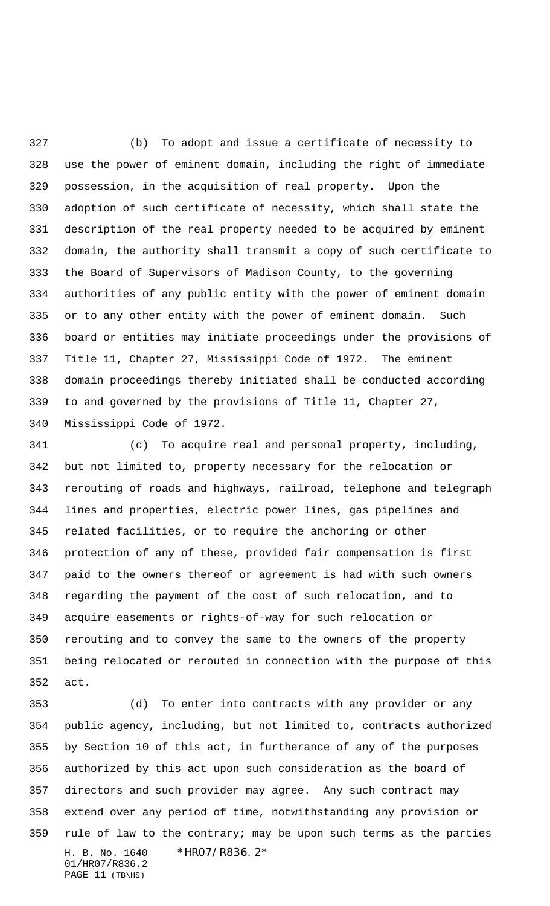(b) To adopt and issue a certificate of necessity to use the power of eminent domain, including the right of immediate possession, in the acquisition of real property. Upon the adoption of such certificate of necessity, which shall state the description of the real property needed to be acquired by eminent domain, the authority shall transmit a copy of such certificate to the Board of Supervisors of Madison County, to the governing authorities of any public entity with the power of eminent domain or to any other entity with the power of eminent domain. Such board or entities may initiate proceedings under the provisions of Title 11, Chapter 27, Mississippi Code of 1972. The eminent domain proceedings thereby initiated shall be conducted according to and governed by the provisions of Title 11, Chapter 27, Mississippi Code of 1972.

(c) To acquire real and personal property, including, but not limited to, property necessary for the relocation or rerouting of roads and highways, railroad, telephone and telegraph lines and properties, electric power lines, gas pipelines and related facilities, or to require the anchoring or other protection of any of these, provided fair compensation is first paid to the owners thereof or agreement is had with such owners regarding the payment of the cost of such relocation, and to acquire easements or rights-of-way for such relocation or rerouting and to convey the same to the owners of the property being relocated or rerouted in connection with the purpose of this act.

(d) To enter into contracts with any provider or any public agency, including, but not limited to, contracts authorized by Section 10 of this act, in furtherance of any of the purposes authorized by this act upon such consideration as the board of directors and such provider may agree. Any such contract may extend over any period of time, notwithstanding any provision or rule of law to the contrary; may be upon such terms as the parties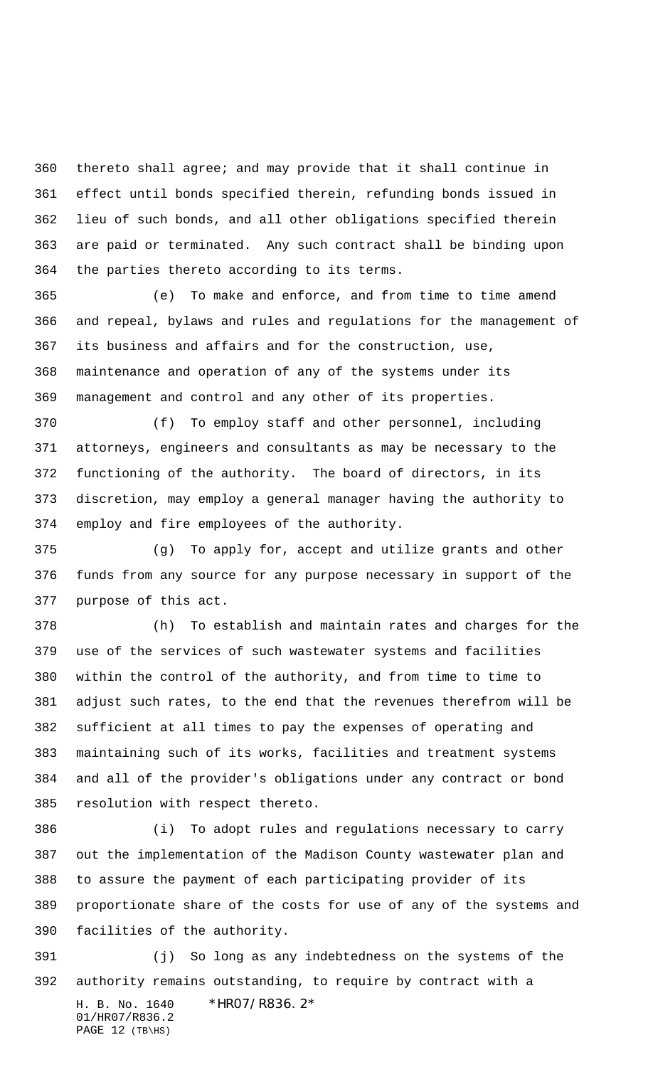thereto shall agree; and may provide that it shall continue in effect until bonds specified therein, refunding bonds issued in lieu of such bonds, and all other obligations specified therein are paid or terminated. Any such contract shall be binding upon the parties thereto according to its terms.

(e) To make and enforce, and from time to time amend and repeal, bylaws and rules and regulations for the management of its business and affairs and for the construction, use, maintenance and operation of any of the systems under its management and control and any other of its properties.

(f) To employ staff and other personnel, including attorneys, engineers and consultants as may be necessary to the functioning of the authority. The board of directors, in its discretion, may employ a general manager having the authority to employ and fire employees of the authority.

(g) To apply for, accept and utilize grants and other funds from any source for any purpose necessary in support of the purpose of this act.

(h) To establish and maintain rates and charges for the use of the services of such wastewater systems and facilities within the control of the authority, and from time to time to adjust such rates, to the end that the revenues therefrom will be sufficient at all times to pay the expenses of operating and maintaining such of its works, facilities and treatment systems and all of the provider's obligations under any contract or bond resolution with respect thereto.

(i) To adopt rules and regulations necessary to carry out the implementation of the Madison County wastewater plan and to assure the payment of each participating provider of its proportionate share of the costs for use of any of the systems and facilities of the authority.

(j) So long as any indebtedness on the systems of the authority remains outstanding, to require by contract with a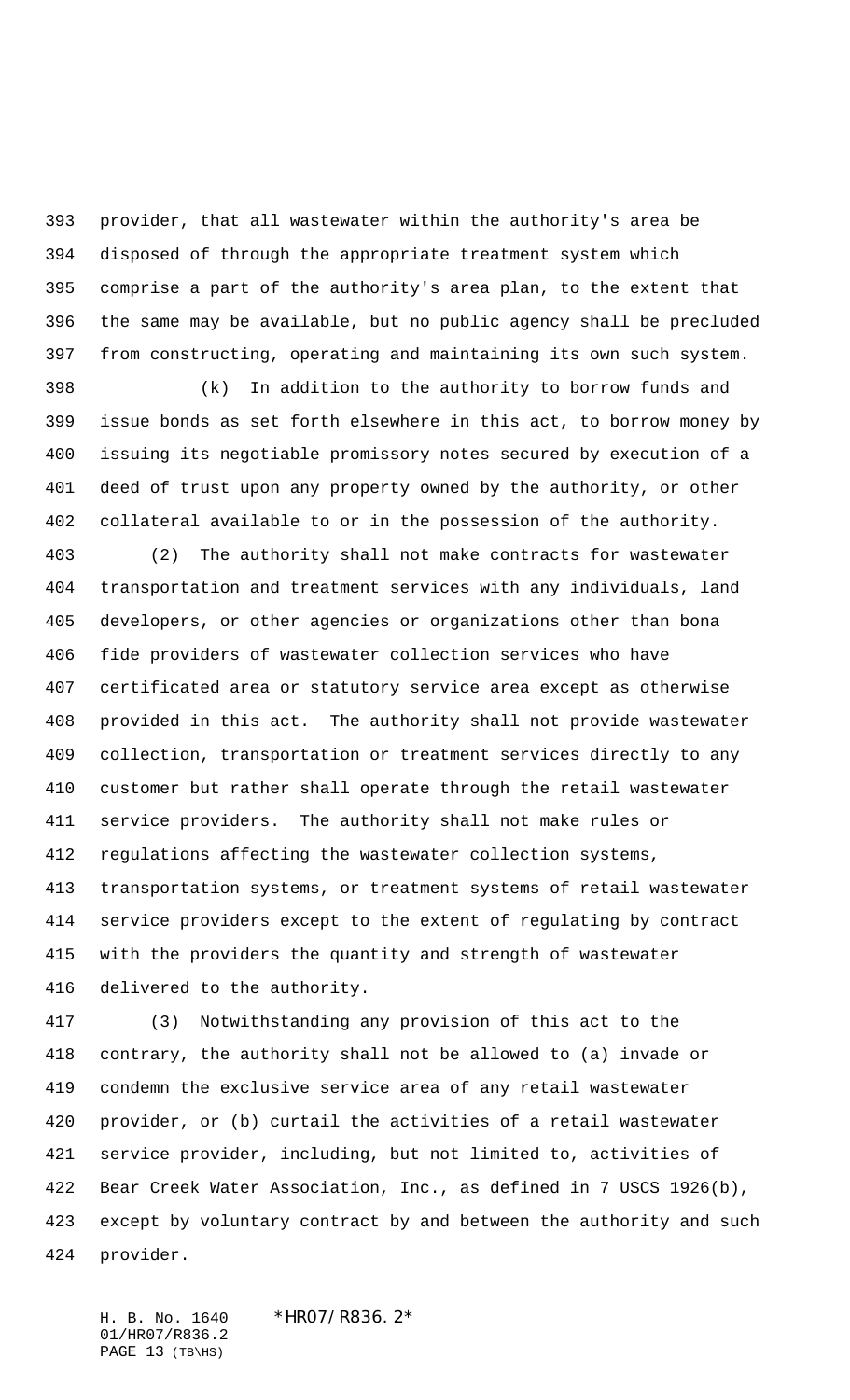provider, that all wastewater within the authority's area be disposed of through the appropriate treatment system which comprise a part of the authority's area plan, to the extent that the same may be available, but no public agency shall be precluded from constructing, operating and maintaining its own such system.

(k) In addition to the authority to borrow funds and issue bonds as set forth elsewhere in this act, to borrow money by issuing its negotiable promissory notes secured by execution of a deed of trust upon any property owned by the authority, or other collateral available to or in the possession of the authority.

(2) The authority shall not make contracts for wastewater transportation and treatment services with any individuals, land developers, or other agencies or organizations other than bona fide providers of wastewater collection services who have certificated area or statutory service area except as otherwise provided in this act. The authority shall not provide wastewater collection, transportation or treatment services directly to any customer but rather shall operate through the retail wastewater service providers. The authority shall not make rules or regulations affecting the wastewater collection systems, transportation systems, or treatment systems of retail wastewater service providers except to the extent of regulating by contract with the providers the quantity and strength of wastewater delivered to the authority.

(3) Notwithstanding any provision of this act to the contrary, the authority shall not be allowed to (a) invade or condemn the exclusive service area of any retail wastewater provider, or (b) curtail the activities of a retail wastewater service provider, including, but not limited to, activities of Bear Creek Water Association, Inc., as defined in 7 USCS 1926(b), except by voluntary contract by and between the authority and such provider.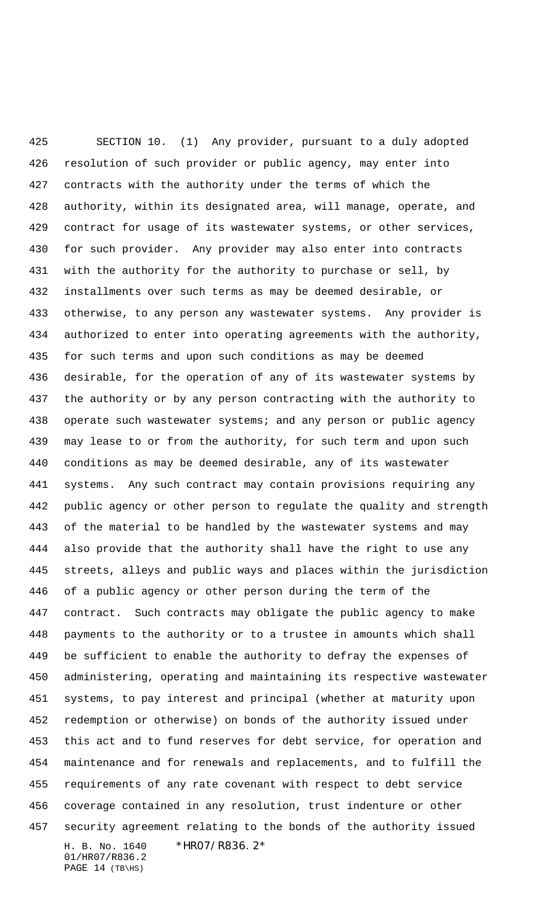SECTION 10. (1) Any provider, pursuant to a duly adopted resolution of such provider or public agency, may enter into contracts with the authority under the terms of which the authority, within its designated area, will manage, operate, and contract for usage of its wastewater systems, or other services, for such provider. Any provider may also enter into contracts with the authority for the authority to purchase or sell, by installments over such terms as may be deemed desirable, or otherwise, to any person any wastewater systems. Any provider is authorized to enter into operating agreements with the authority, for such terms and upon such conditions as may be deemed desirable, for the operation of any of its wastewater systems by the authority or by any person contracting with the authority to operate such wastewater systems; and any person or public agency may lease to or from the authority, for such term and upon such conditions as may be deemed desirable, any of its wastewater systems. Any such contract may contain provisions requiring any public agency or other person to regulate the quality and strength of the material to be handled by the wastewater systems and may also provide that the authority shall have the right to use any streets, alleys and public ways and places within the jurisdiction of a public agency or other person during the term of the contract. Such contracts may obligate the public agency to make payments to the authority or to a trustee in amounts which shall be sufficient to enable the authority to defray the expenses of administering, operating and maintaining its respective wastewater systems, to pay interest and principal (whether at maturity upon redemption or otherwise) on bonds of the authority issued under this act and to fund reserves for debt service, for operation and maintenance and for renewals and replacements, and to fulfill the requirements of any rate covenant with respect to debt service coverage contained in any resolution, trust indenture or other security agreement relating to the bonds of the authority issued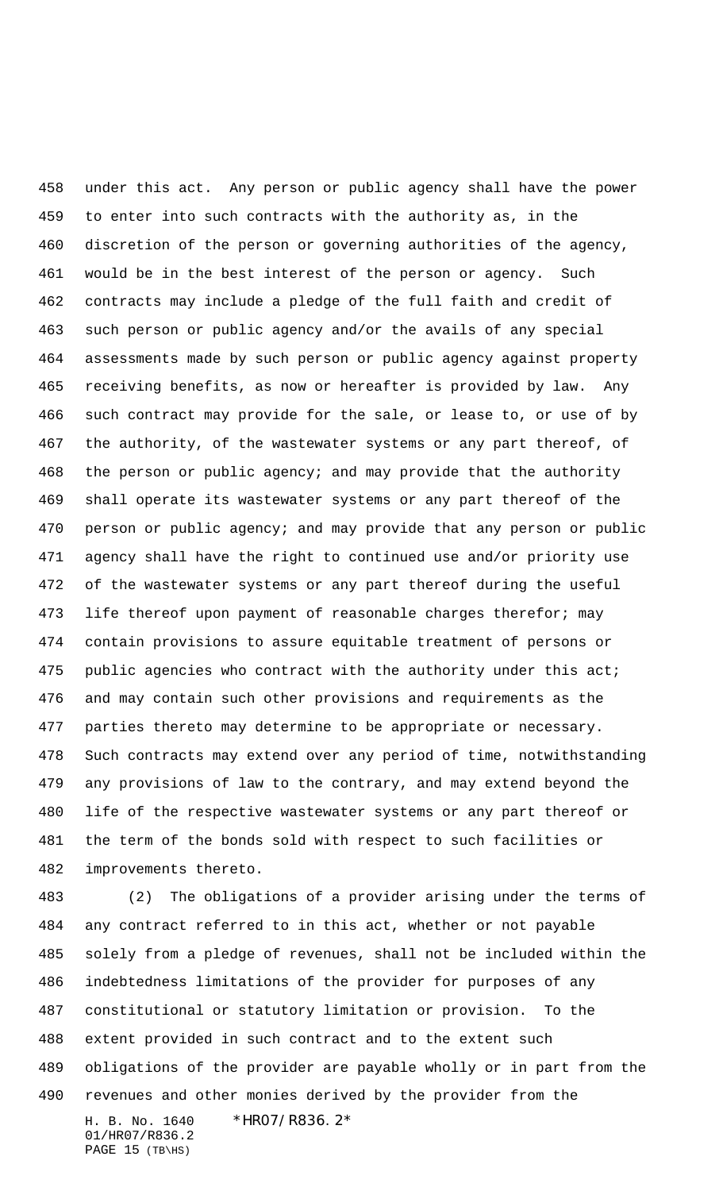under this act. Any person or public agency shall have the power to enter into such contracts with the authority as, in the discretion of the person or governing authorities of the agency, would be in the best interest of the person or agency. Such contracts may include a pledge of the full faith and credit of such person or public agency and/or the avails of any special assessments made by such person or public agency against property receiving benefits, as now or hereafter is provided by law. Any such contract may provide for the sale, or lease to, or use of by the authority, of the wastewater systems or any part thereof, of the person or public agency; and may provide that the authority shall operate its wastewater systems or any part thereof of the person or public agency; and may provide that any person or public agency shall have the right to continued use and/or priority use of the wastewater systems or any part thereof during the useful life thereof upon payment of reasonable charges therefor; may contain provisions to assure equitable treatment of persons or public agencies who contract with the authority under this act; and may contain such other provisions and requirements as the parties thereto may determine to be appropriate or necessary. Such contracts may extend over any period of time, notwithstanding any provisions of law to the contrary, and may extend beyond the life of the respective wastewater systems or any part thereof or the term of the bonds sold with respect to such facilities or improvements thereto.

(2) The obligations of a provider arising under the terms of any contract referred to in this act, whether or not payable solely from a pledge of revenues, shall not be included within the indebtedness limitations of the provider for purposes of any constitutional or statutory limitation or provision. To the extent provided in such contract and to the extent such obligations of the provider are payable wholly or in part from the revenues and other monies derived by the provider from the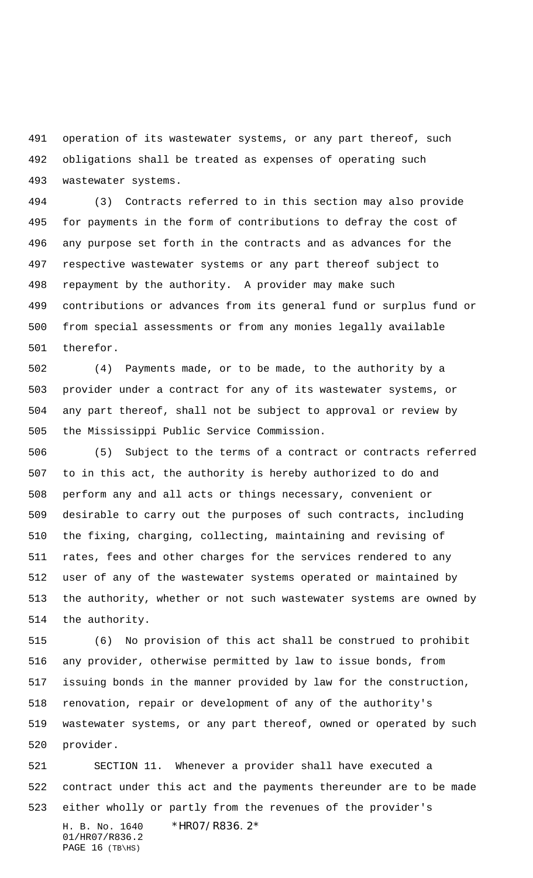operation of its wastewater systems, or any part thereof, such obligations shall be treated as expenses of operating such wastewater systems.

(3) Contracts referred to in this section may also provide for payments in the form of contributions to defray the cost of any purpose set forth in the contracts and as advances for the respective wastewater systems or any part thereof subject to repayment by the authority. A provider may make such contributions or advances from its general fund or surplus fund or from special assessments or from any monies legally available therefor.

(4) Payments made, or to be made, to the authority by a provider under a contract for any of its wastewater systems, or any part thereof, shall not be subject to approval or review by the Mississippi Public Service Commission.

(5) Subject to the terms of a contract or contracts referred to in this act, the authority is hereby authorized to do and perform any and all acts or things necessary, convenient or desirable to carry out the purposes of such contracts, including the fixing, charging, collecting, maintaining and revising of rates, fees and other charges for the services rendered to any user of any of the wastewater systems operated or maintained by the authority, whether or not such wastewater systems are owned by the authority.

(6) No provision of this act shall be construed to prohibit any provider, otherwise permitted by law to issue bonds, from issuing bonds in the manner provided by law for the construction, renovation, repair or development of any of the authority's wastewater systems, or any part thereof, owned or operated by such provider.

SECTION 11. Whenever a provider shall have executed a contract under this act and the payments thereunder are to be made either wholly or partly from the revenues of the provider's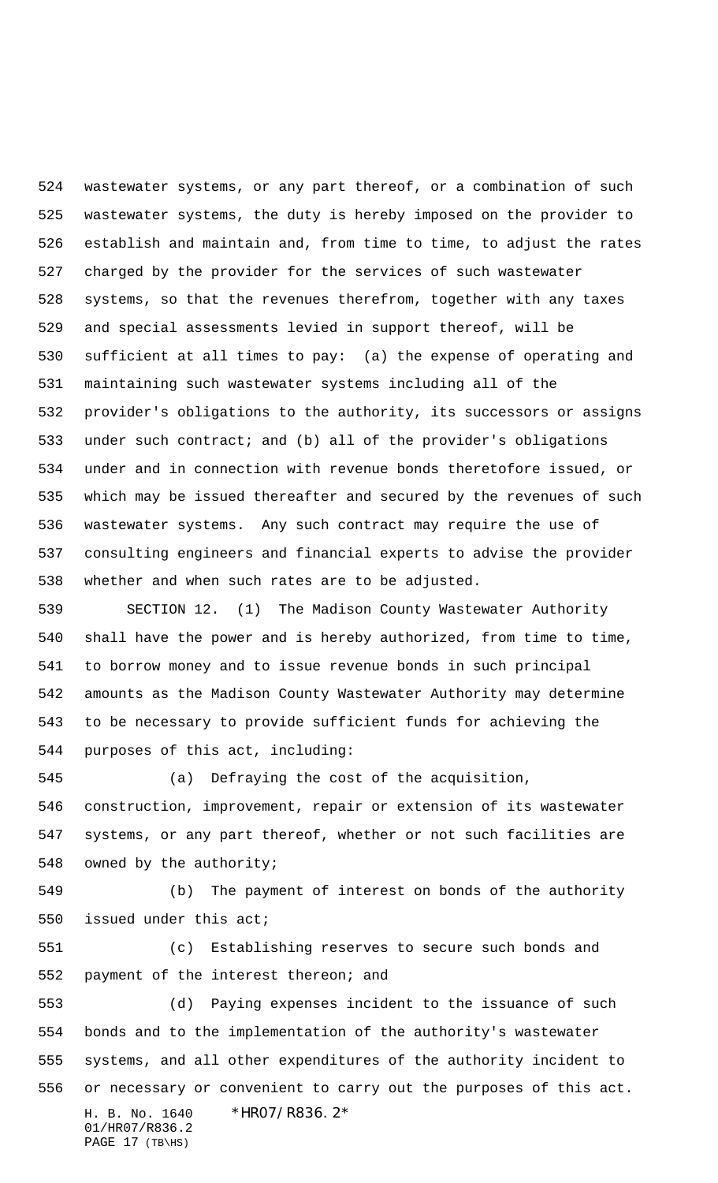wastewater systems, or any part thereof, or a combination of such wastewater systems, the duty is hereby imposed on the provider to establish and maintain and, from time to time, to adjust the rates charged by the provider for the services of such wastewater systems, so that the revenues therefrom, together with any taxes and special assessments levied in support thereof, will be sufficient at all times to pay: (a) the expense of operating and maintaining such wastewater systems including all of the provider's obligations to the authority, its successors or assigns under such contract; and (b) all of the provider's obligations under and in connection with revenue bonds theretofore issued, or which may be issued thereafter and secured by the revenues of such wastewater systems. Any such contract may require the use of consulting engineers and financial experts to advise the provider whether and when such rates are to be adjusted.

SECTION 12. (1) The Madison County Wastewater Authority shall have the power and is hereby authorized, from time to time, to borrow money and to issue revenue bonds in such principal amounts as the Madison County Wastewater Authority may determine to be necessary to provide sufficient funds for achieving the purposes of this act, including:

(a) Defraying the cost of the acquisition, construction, improvement, repair or extension of its wastewater systems, or any part thereof, whether or not such facilities are owned by the authority;

(b) The payment of interest on bonds of the authority issued under this act;

(c) Establishing reserves to secure such bonds and payment of the interest thereon; and

(d) Paying expenses incident to the issuance of such bonds and to the implementation of the authority's wastewater systems, and all other expenditures of the authority incident to or necessary or convenient to carry out the purposes of this act.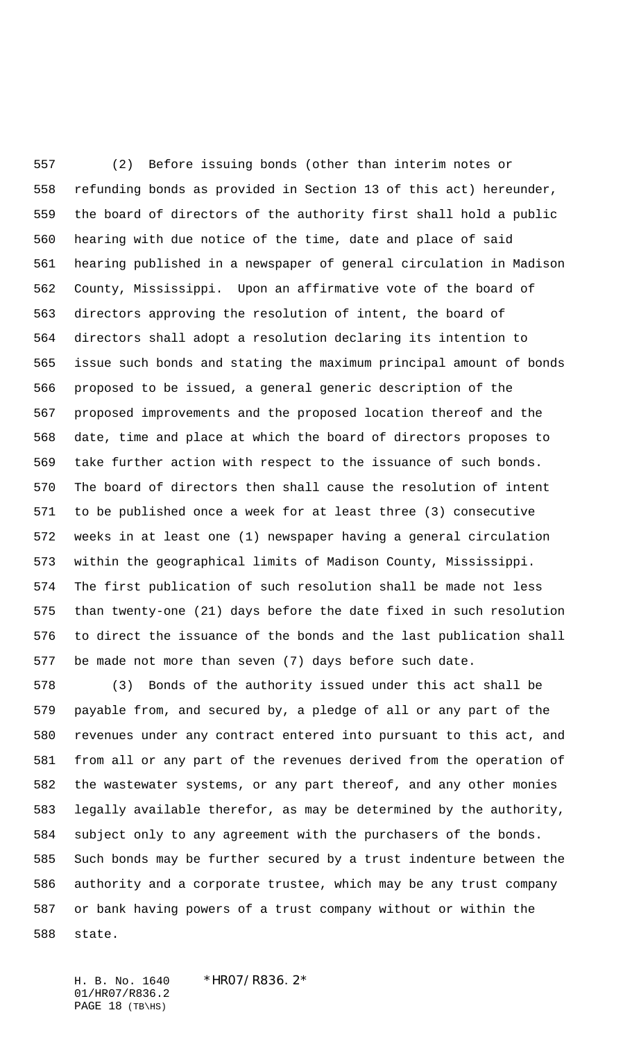(2) Before issuing bonds (other than interim notes or refunding bonds as provided in Section 13 of this act) hereunder, the board of directors of the authority first shall hold a public hearing with due notice of the time, date and place of said hearing published in a newspaper of general circulation in Madison County, Mississippi. Upon an affirmative vote of the board of directors approving the resolution of intent, the board of directors shall adopt a resolution declaring its intention to issue such bonds and stating the maximum principal amount of bonds proposed to be issued, a general generic description of the proposed improvements and the proposed location thereof and the date, time and place at which the board of directors proposes to take further action with respect to the issuance of such bonds. The board of directors then shall cause the resolution of intent to be published once a week for at least three (3) consecutive weeks in at least one (1) newspaper having a general circulation within the geographical limits of Madison County, Mississippi. The first publication of such resolution shall be made not less than twenty-one (21) days before the date fixed in such resolution to direct the issuance of the bonds and the last publication shall be made not more than seven (7) days before such date.

(3) Bonds of the authority issued under this act shall be payable from, and secured by, a pledge of all or any part of the revenues under any contract entered into pursuant to this act, and from all or any part of the revenues derived from the operation of the wastewater systems, or any part thereof, and any other monies legally available therefor, as may be determined by the authority, subject only to any agreement with the purchasers of the bonds. Such bonds may be further secured by a trust indenture between the authority and a corporate trustee, which may be any trust company or bank having powers of a trust company without or within the state.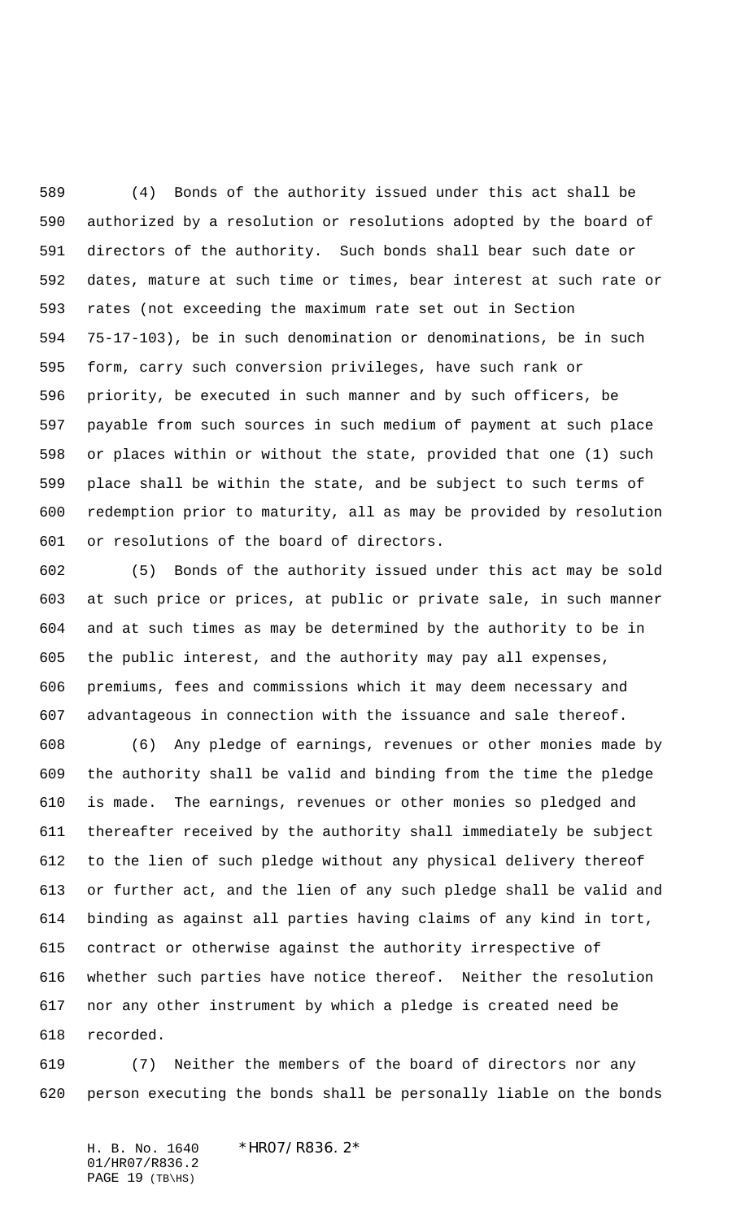(4) Bonds of the authority issued under this act shall be authorized by a resolution or resolutions adopted by the board of directors of the authority. Such bonds shall bear such date or dates, mature at such time or times, bear interest at such rate or rates (not exceeding the maximum rate set out in Section 75-17-103), be in such denomination or denominations, be in such form, carry such conversion privileges, have such rank or priority, be executed in such manner and by such officers, be payable from such sources in such medium of payment at such place or places within or without the state, provided that one (1) such place shall be within the state, and be subject to such terms of redemption prior to maturity, all as may be provided by resolution or resolutions of the board of directors.

(5) Bonds of the authority issued under this act may be sold at such price or prices, at public or private sale, in such manner and at such times as may be determined by the authority to be in the public interest, and the authority may pay all expenses, premiums, fees and commissions which it may deem necessary and advantageous in connection with the issuance and sale thereof.

(6) Any pledge of earnings, revenues or other monies made by the authority shall be valid and binding from the time the pledge is made. The earnings, revenues or other monies so pledged and thereafter received by the authority shall immediately be subject to the lien of such pledge without any physical delivery thereof or further act, and the lien of any such pledge shall be valid and binding as against all parties having claims of any kind in tort, contract or otherwise against the authority irrespective of whether such parties have notice thereof. Neither the resolution nor any other instrument by which a pledge is created need be recorded.

(7) Neither the members of the board of directors nor any person executing the bonds shall be personally liable on the bonds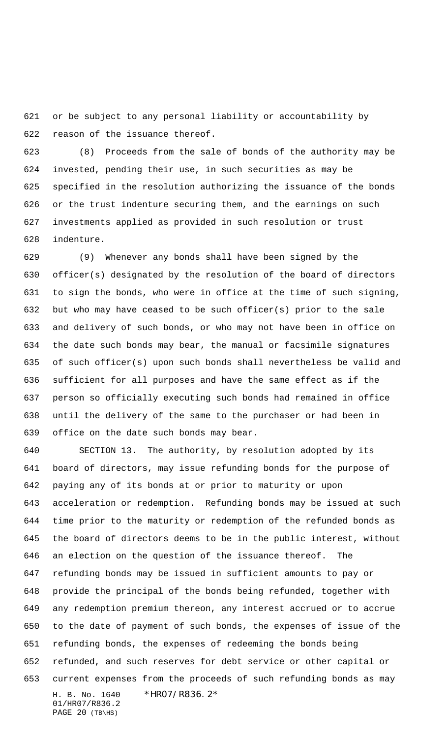or be subject to any personal liability or accountability by reason of the issuance thereof.

(8) Proceeds from the sale of bonds of the authority may be invested, pending their use, in such securities as may be specified in the resolution authorizing the issuance of the bonds or the trust indenture securing them, and the earnings on such investments applied as provided in such resolution or trust indenture.

(9) Whenever any bonds shall have been signed by the officer(s) designated by the resolution of the board of directors to sign the bonds, who were in office at the time of such signing, but who may have ceased to be such officer(s) prior to the sale and delivery of such bonds, or who may not have been in office on the date such bonds may bear, the manual or facsimile signatures of such officer(s) upon such bonds shall nevertheless be valid and sufficient for all purposes and have the same effect as if the person so officially executing such bonds had remained in office until the delivery of the same to the purchaser or had been in office on the date such bonds may bear.

SECTION 13. The authority, by resolution adopted by its board of directors, may issue refunding bonds for the purpose of paying any of its bonds at or prior to maturity or upon acceleration or redemption. Refunding bonds may be issued at such time prior to the maturity or redemption of the refunded bonds as the board of directors deems to be in the public interest, without an election on the question of the issuance thereof. The refunding bonds may be issued in sufficient amounts to pay or provide the principal of the bonds being refunded, together with any redemption premium thereon, any interest accrued or to accrue to the date of payment of such bonds, the expenses of issue of the refunding bonds, the expenses of redeeming the bonds being refunded, and such reserves for debt service or other capital or current expenses from the proceeds of such refunding bonds as may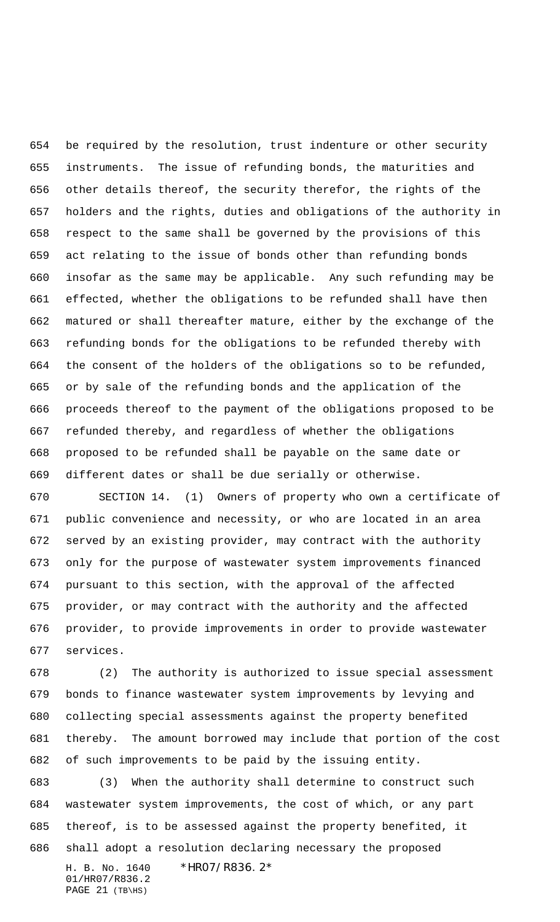be required by the resolution, trust indenture or other security instruments. The issue of refunding bonds, the maturities and other details thereof, the security therefor, the rights of the holders and the rights, duties and obligations of the authority in respect to the same shall be governed by the provisions of this act relating to the issue of bonds other than refunding bonds insofar as the same may be applicable. Any such refunding may be effected, whether the obligations to be refunded shall have then matured or shall thereafter mature, either by the exchange of the refunding bonds for the obligations to be refunded thereby with the consent of the holders of the obligations so to be refunded, or by sale of the refunding bonds and the application of the proceeds thereof to the payment of the obligations proposed to be refunded thereby, and regardless of whether the obligations proposed to be refunded shall be payable on the same date or different dates or shall be due serially or otherwise.

SECTION 14. (1) Owners of property who own a certificate of public convenience and necessity, or who are located in an area served by an existing provider, may contract with the authority only for the purpose of wastewater system improvements financed pursuant to this section, with the approval of the affected provider, or may contract with the authority and the affected provider, to provide improvements in order to provide wastewater services.

(2) The authority is authorized to issue special assessment bonds to finance wastewater system improvements by levying and collecting special assessments against the property benefited thereby. The amount borrowed may include that portion of the cost of such improvements to be paid by the issuing entity.

(3) When the authority shall determine to construct such wastewater system improvements, the cost of which, or any part thereof, is to be assessed against the property benefited, it shall adopt a resolution declaring necessary the proposed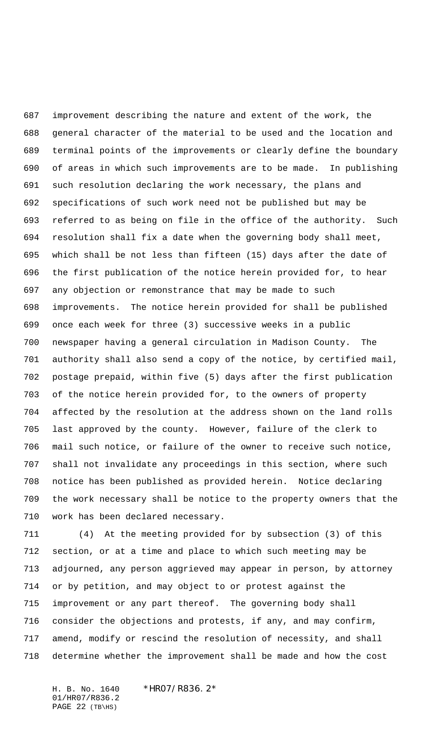improvement describing the nature and extent of the work, the general character of the material to be used and the location and terminal points of the improvements or clearly define the boundary of areas in which such improvements are to be made. In publishing such resolution declaring the work necessary, the plans and specifications of such work need not be published but may be referred to as being on file in the office of the authority. Such resolution shall fix a date when the governing body shall meet, which shall be not less than fifteen (15) days after the date of the first publication of the notice herein provided for, to hear any objection or remonstrance that may be made to such improvements. The notice herein provided for shall be published once each week for three (3) successive weeks in a public newspaper having a general circulation in Madison County. The authority shall also send a copy of the notice, by certified mail, postage prepaid, within five (5) days after the first publication of the notice herein provided for, to the owners of property affected by the resolution at the address shown on the land rolls last approved by the county. However, failure of the clerk to mail such notice, or failure of the owner to receive such notice, shall not invalidate any proceedings in this section, where such notice has been published as provided herein. Notice declaring the work necessary shall be notice to the property owners that the work has been declared necessary.

(4) At the meeting provided for by subsection (3) of this section, or at a time and place to which such meeting may be adjourned, any person aggrieved may appear in person, by attorney or by petition, and may object to or protest against the improvement or any part thereof. The governing body shall consider the objections and protests, if any, and may confirm, amend, modify or rescind the resolution of necessity, and shall determine whether the improvement shall be made and how the cost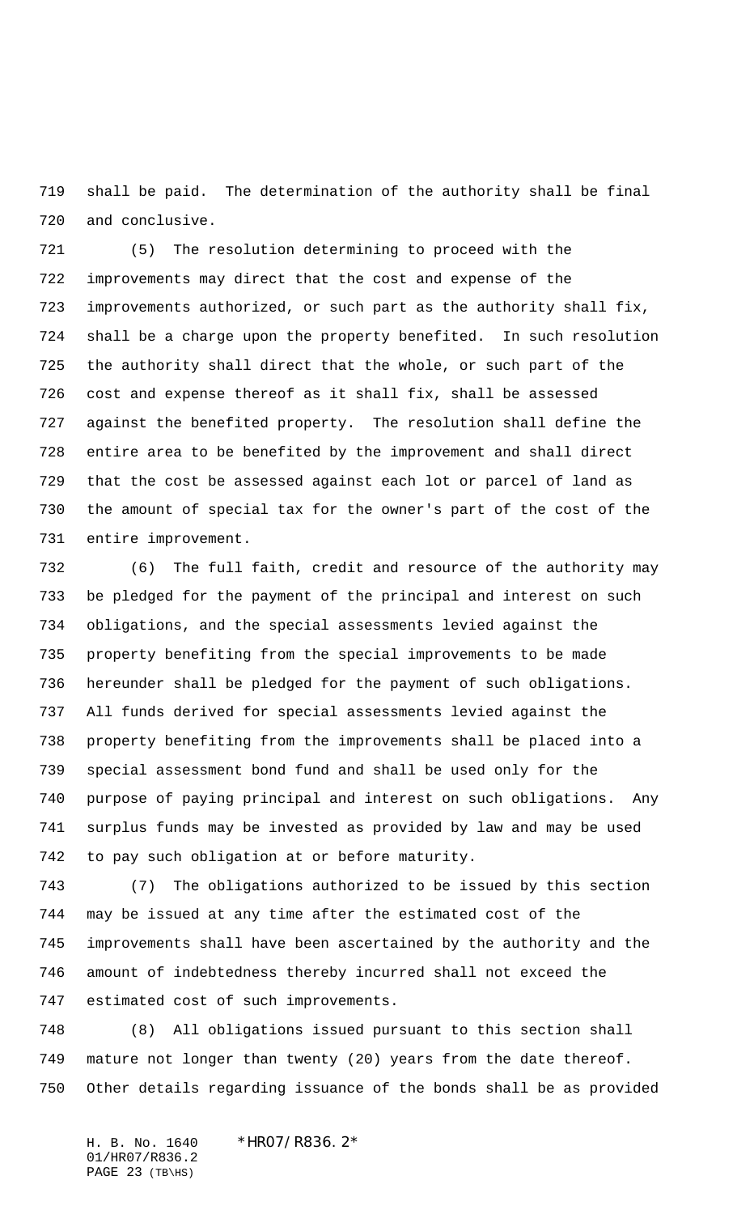shall be paid. The determination of the authority shall be final and conclusive.

(5) The resolution determining to proceed with the improvements may direct that the cost and expense of the improvements authorized, or such part as the authority shall fix, shall be a charge upon the property benefited. In such resolution the authority shall direct that the whole, or such part of the cost and expense thereof as it shall fix, shall be assessed against the benefited property. The resolution shall define the entire area to be benefited by the improvement and shall direct that the cost be assessed against each lot or parcel of land as the amount of special tax for the owner's part of the cost of the entire improvement.

(6) The full faith, credit and resource of the authority may be pledged for the payment of the principal and interest on such obligations, and the special assessments levied against the property benefiting from the special improvements to be made hereunder shall be pledged for the payment of such obligations. All funds derived for special assessments levied against the property benefiting from the improvements shall be placed into a special assessment bond fund and shall be used only for the purpose of paying principal and interest on such obligations. Any surplus funds may be invested as provided by law and may be used to pay such obligation at or before maturity.

(7) The obligations authorized to be issued by this section may be issued at any time after the estimated cost of the improvements shall have been ascertained by the authority and the amount of indebtedness thereby incurred shall not exceed the estimated cost of such improvements.

(8) All obligations issued pursuant to this section shall mature not longer than twenty (20) years from the date thereof. Other details regarding issuance of the bonds shall be as provided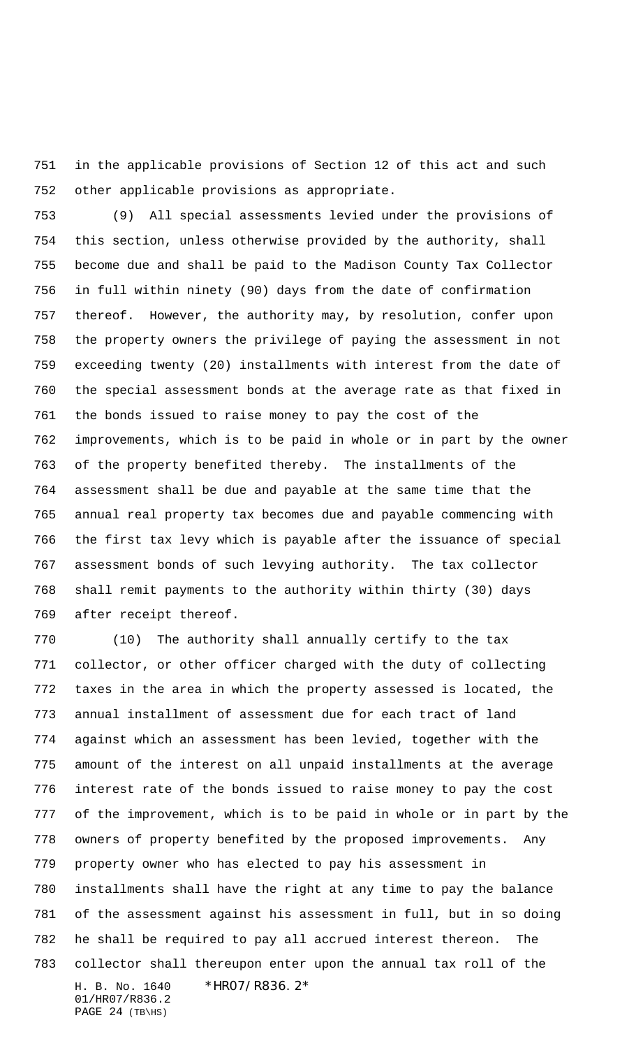in the applicable provisions of Section 12 of this act and such other applicable provisions as appropriate.

(9) All special assessments levied under the provisions of this section, unless otherwise provided by the authority, shall become due and shall be paid to the Madison County Tax Collector in full within ninety (90) days from the date of confirmation thereof. However, the authority may, by resolution, confer upon the property owners the privilege of paying the assessment in not exceeding twenty (20) installments with interest from the date of the special assessment bonds at the average rate as that fixed in the bonds issued to raise money to pay the cost of the improvements, which is to be paid in whole or in part by the owner of the property benefited thereby. The installments of the assessment shall be due and payable at the same time that the annual real property tax becomes due and payable commencing with the first tax levy which is payable after the issuance of special assessment bonds of such levying authority. The tax collector shall remit payments to the authority within thirty (30) days after receipt thereof.

(10) The authority shall annually certify to the tax collector, or other officer charged with the duty of collecting taxes in the area in which the property assessed is located, the annual installment of assessment due for each tract of land against which an assessment has been levied, together with the amount of the interest on all unpaid installments at the average interest rate of the bonds issued to raise money to pay the cost of the improvement, which is to be paid in whole or in part by the owners of property benefited by the proposed improvements. Any property owner who has elected to pay his assessment in installments shall have the right at any time to pay the balance of the assessment against his assessment in full, but in so doing he shall be required to pay all accrued interest thereon. The collector shall thereupon enter upon the annual tax roll of the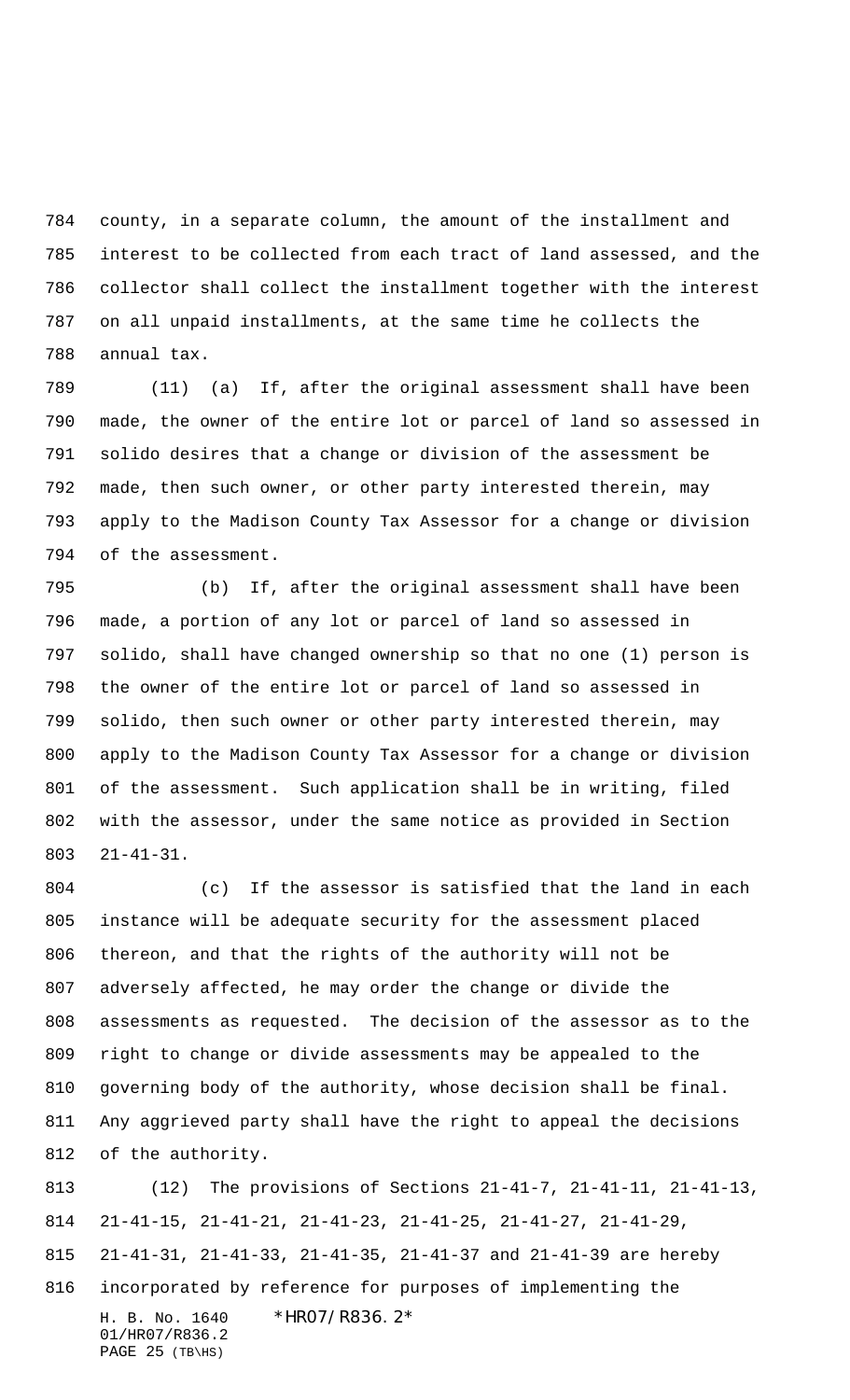county, in a separate column, the amount of the installment and interest to be collected from each tract of land assessed, and the collector shall collect the installment together with the interest on all unpaid installments, at the same time he collects the annual tax.

(11) (a) If, after the original assessment shall have been made, the owner of the entire lot or parcel of land so assessed in solido desires that a change or division of the assessment be made, then such owner, or other party interested therein, may apply to the Madison County Tax Assessor for a change or division of the assessment.

(b) If, after the original assessment shall have been made, a portion of any lot or parcel of land so assessed in solido, shall have changed ownership so that no one (1) person is the owner of the entire lot or parcel of land so assessed in solido, then such owner or other party interested therein, may apply to the Madison County Tax Assessor for a change or division of the assessment. Such application shall be in writing, filed with the assessor, under the same notice as provided in Section 21-41-31.

(c) If the assessor is satisfied that the land in each instance will be adequate security for the assessment placed thereon, and that the rights of the authority will not be adversely affected, he may order the change or divide the assessments as requested. The decision of the assessor as to the right to change or divide assessments may be appealed to the governing body of the authority, whose decision shall be final. Any aggrieved party shall have the right to appeal the decisions of the authority.

(12) The provisions of Sections 21-41-7, 21-41-11, 21-41-13, 21-41-15, 21-41-21, 21-41-23, 21-41-25, 21-41-27, 21-41-29, 21-41-31, 21-41-33, 21-41-35, 21-41-37 and 21-41-39 are hereby incorporated by reference for purposes of implementing the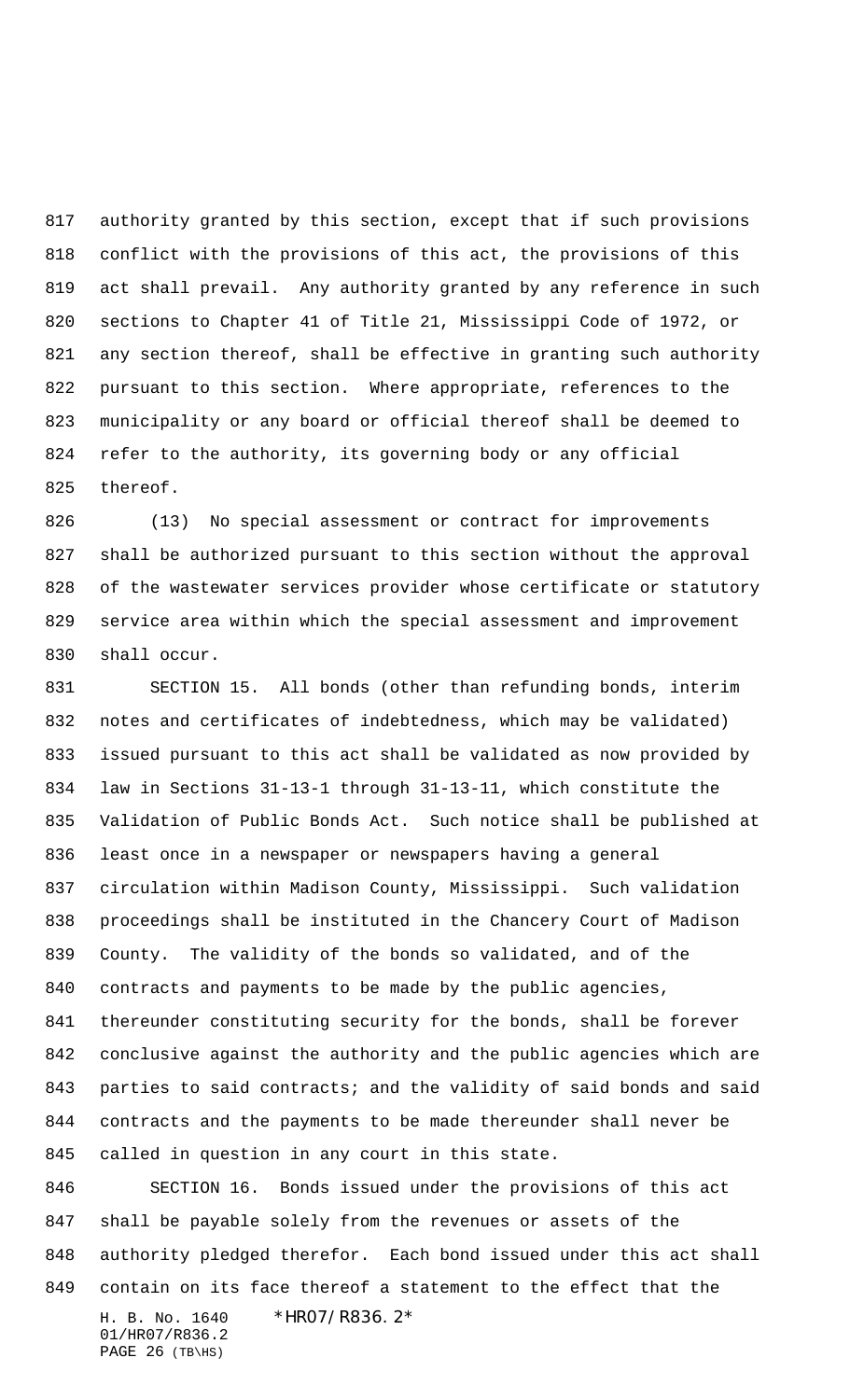authority granted by this section, except that if such provisions conflict with the provisions of this act, the provisions of this act shall prevail. Any authority granted by any reference in such sections to Chapter 41 of Title 21, Mississippi Code of 1972, or any section thereof, shall be effective in granting such authority pursuant to this section. Where appropriate, references to the municipality or any board or official thereof shall be deemed to refer to the authority, its governing body or any official thereof.

(13) No special assessment or contract for improvements shall be authorized pursuant to this section without the approval of the wastewater services provider whose certificate or statutory service area within which the special assessment and improvement shall occur.

SECTION 15. All bonds (other than refunding bonds, interim notes and certificates of indebtedness, which may be validated) issued pursuant to this act shall be validated as now provided by law in Sections 31-13-1 through 31-13-11, which constitute the Validation of Public Bonds Act. Such notice shall be published at least once in a newspaper or newspapers having a general circulation within Madison County, Mississippi. Such validation proceedings shall be instituted in the Chancery Court of Madison County. The validity of the bonds so validated, and of the contracts and payments to be made by the public agencies, thereunder constituting security for the bonds, shall be forever conclusive against the authority and the public agencies which are parties to said contracts; and the validity of said bonds and said contracts and the payments to be made thereunder shall never be called in question in any court in this state.

SECTION 16. Bonds issued under the provisions of this act shall be payable solely from the revenues or assets of the authority pledged therefor. Each bond issued under this act shall contain on its face thereof a statement to the effect that the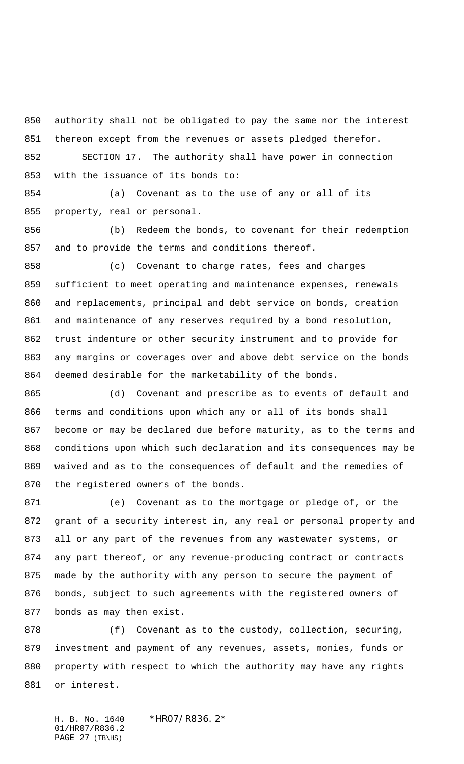authority shall not be obligated to pay the same nor the interest thereon except from the revenues or assets pledged therefor.

SECTION 17. The authority shall have power in connection with the issuance of its bonds to:

(a) Covenant as to the use of any or all of its property, real or personal.

(b) Redeem the bonds, to covenant for their redemption and to provide the terms and conditions thereof.

(c) Covenant to charge rates, fees and charges sufficient to meet operating and maintenance expenses, renewals and replacements, principal and debt service on bonds, creation and maintenance of any reserves required by a bond resolution, trust indenture or other security instrument and to provide for any margins or coverages over and above debt service on the bonds deemed desirable for the marketability of the bonds.

(d) Covenant and prescribe as to events of default and terms and conditions upon which any or all of its bonds shall become or may be declared due before maturity, as to the terms and conditions upon which such declaration and its consequences may be waived and as to the consequences of default and the remedies of the registered owners of the bonds.

(e) Covenant as to the mortgage or pledge of, or the grant of a security interest in, any real or personal property and all or any part of the revenues from any wastewater systems, or any part thereof, or any revenue-producing contract or contracts made by the authority with any person to secure the payment of bonds, subject to such agreements with the registered owners of bonds as may then exist.

(f) Covenant as to the custody, collection, securing, investment and payment of any revenues, assets, monies, funds or property with respect to which the authority may have any rights or interest.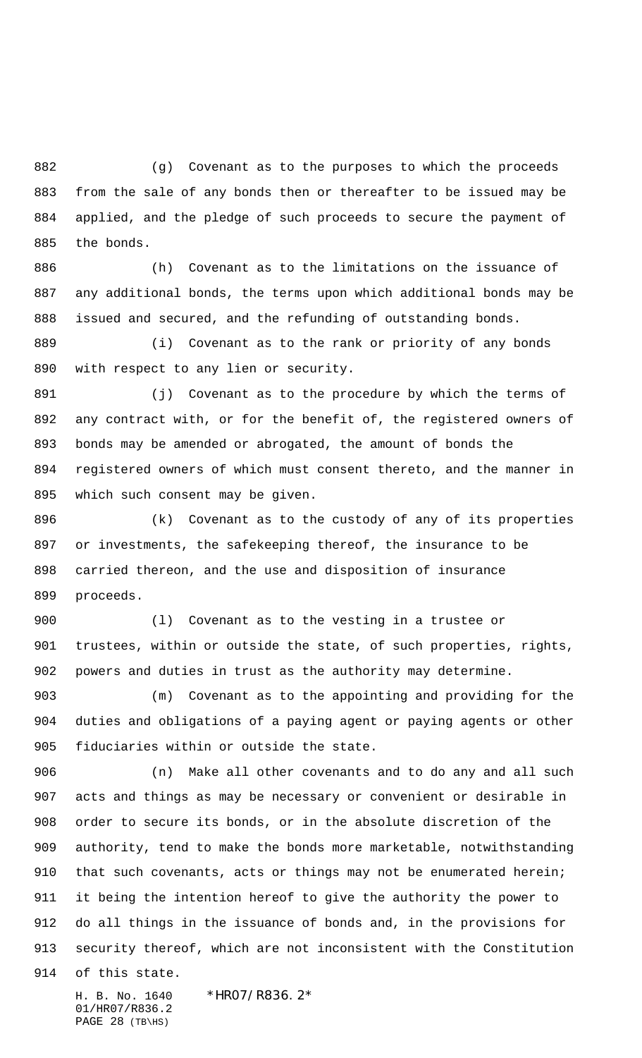(g) Covenant as to the purposes to which the proceeds from the sale of any bonds then or thereafter to be issued may be applied, and the pledge of such proceeds to secure the payment of the bonds.

(h) Covenant as to the limitations on the issuance of any additional bonds, the terms upon which additional bonds may be issued and secured, and the refunding of outstanding bonds.

(i) Covenant as to the rank or priority of any bonds with respect to any lien or security.

(j) Covenant as to the procedure by which the terms of any contract with, or for the benefit of, the registered owners of bonds may be amended or abrogated, the amount of bonds the registered owners of which must consent thereto, and the manner in which such consent may be given.

(k) Covenant as to the custody of any of its properties or investments, the safekeeping thereof, the insurance to be carried thereon, and the use and disposition of insurance proceeds.

(l) Covenant as to the vesting in a trustee or trustees, within or outside the state, of such properties, rights, powers and duties in trust as the authority may determine.

(m) Covenant as to the appointing and providing for the duties and obligations of a paying agent or paying agents or other fiduciaries within or outside the state.

(n) Make all other covenants and to do any and all such acts and things as may be necessary or convenient or desirable in order to secure its bonds, or in the absolute discretion of the authority, tend to make the bonds more marketable, notwithstanding that such covenants, acts or things may not be enumerated herein; it being the intention hereof to give the authority the power to do all things in the issuance of bonds and, in the provisions for security thereof, which are not inconsistent with the Constitution of this state.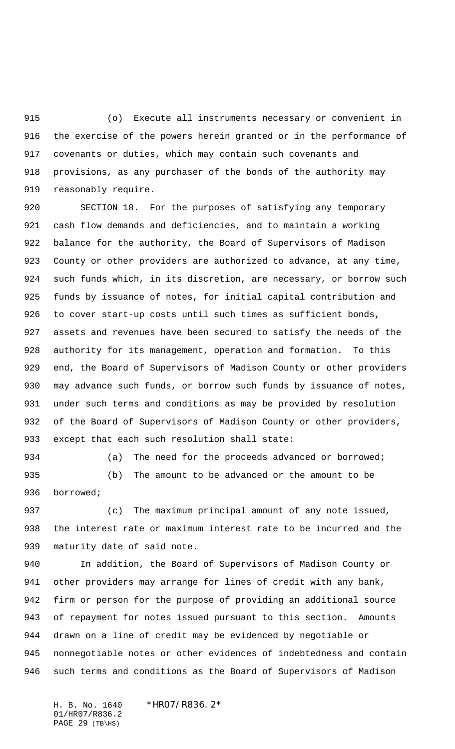(o) Execute all instruments necessary or convenient in the exercise of the powers herein granted or in the performance of covenants or duties, which may contain such covenants and provisions, as any purchaser of the bonds of the authority may reasonably require.

SECTION 18. For the purposes of satisfying any temporary cash flow demands and deficiencies, and to maintain a working balance for the authority, the Board of Supervisors of Madison County or other providers are authorized to advance, at any time, such funds which, in its discretion, are necessary, or borrow such funds by issuance of notes, for initial capital contribution and to cover start-up costs until such times as sufficient bonds, assets and revenues have been secured to satisfy the needs of the authority for its management, operation and formation. To this end, the Board of Supervisors of Madison County or other providers may advance such funds, or borrow such funds by issuance of notes, under such terms and conditions as may be provided by resolution of the Board of Supervisors of Madison County or other providers, except that each such resolution shall state:

(a) The need for the proceeds advanced or borrowed;

(b) The amount to be advanced or the amount to be borrowed;

(c) The maximum principal amount of any note issued, the interest rate or maximum interest rate to be incurred and the maturity date of said note.

In addition, the Board of Supervisors of Madison County or other providers may arrange for lines of credit with any bank, firm or person for the purpose of providing an additional source of repayment for notes issued pursuant to this section. Amounts drawn on a line of credit may be evidenced by negotiable or nonnegotiable notes or other evidences of indebtedness and contain such terms and conditions as the Board of Supervisors of Madison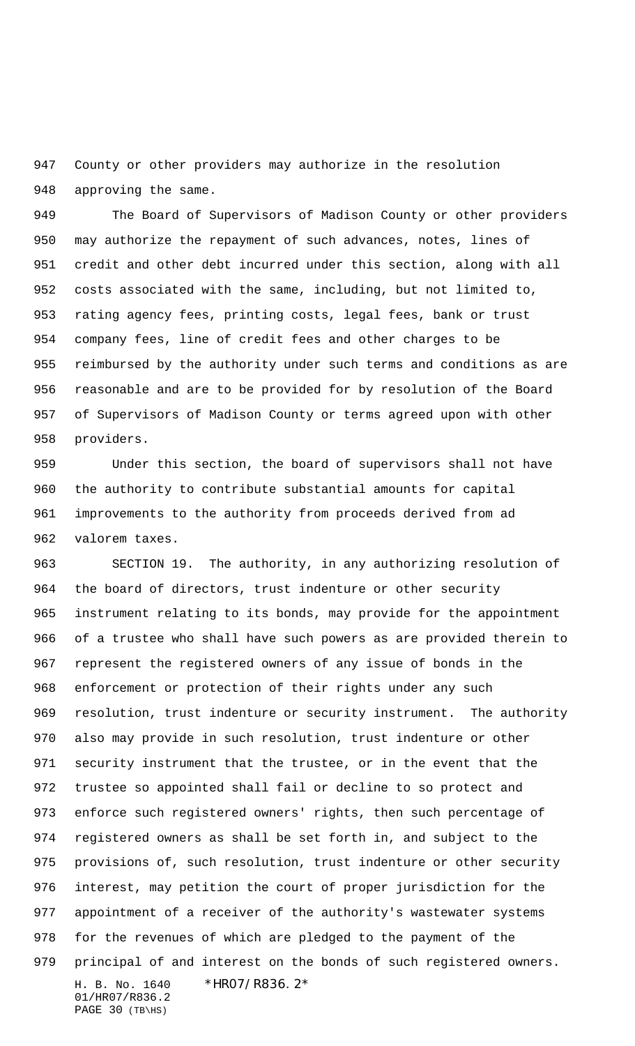County or other providers may authorize in the resolution approving the same.

The Board of Supervisors of Madison County or other providers may authorize the repayment of such advances, notes, lines of credit and other debt incurred under this section, along with all costs associated with the same, including, but not limited to, rating agency fees, printing costs, legal fees, bank or trust company fees, line of credit fees and other charges to be reimbursed by the authority under such terms and conditions as are reasonable and are to be provided for by resolution of the Board of Supervisors of Madison County or terms agreed upon with other providers.

Under this section, the board of supervisors shall not have the authority to contribute substantial amounts for capital improvements to the authority from proceeds derived from ad valorem taxes.

SECTION 19. The authority, in any authorizing resolution of the board of directors, trust indenture or other security instrument relating to its bonds, may provide for the appointment of a trustee who shall have such powers as are provided therein to represent the registered owners of any issue of bonds in the enforcement or protection of their rights under any such resolution, trust indenture or security instrument. The authority also may provide in such resolution, trust indenture or other security instrument that the trustee, or in the event that the trustee so appointed shall fail or decline to so protect and enforce such registered owners' rights, then such percentage of registered owners as shall be set forth in, and subject to the provisions of, such resolution, trust indenture or other security interest, may petition the court of proper jurisdiction for the appointment of a receiver of the authority's wastewater systems for the revenues of which are pledged to the payment of the principal of and interest on the bonds of such registered owners.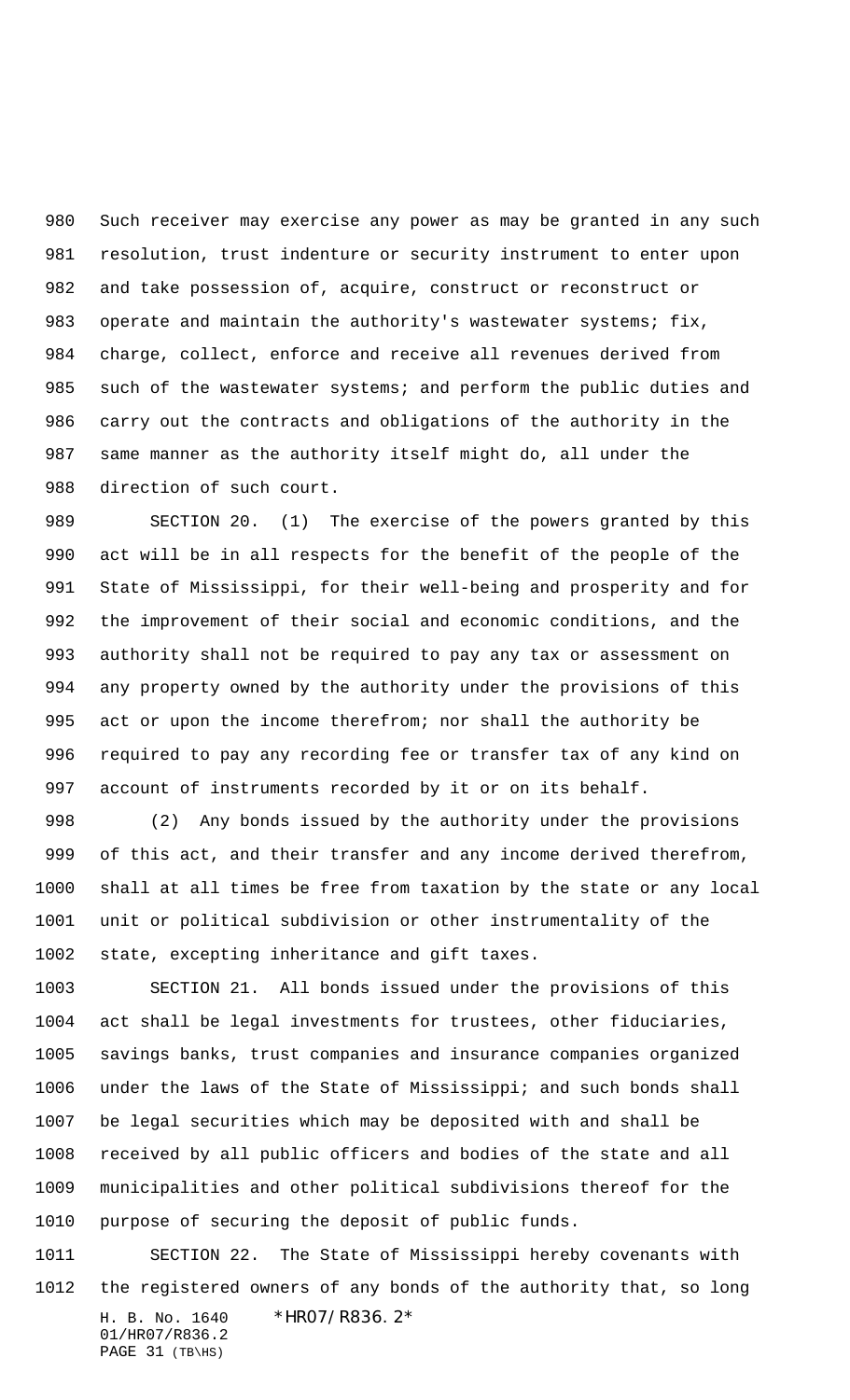Such receiver may exercise any power as may be granted in any such resolution, trust indenture or security instrument to enter upon and take possession of, acquire, construct or reconstruct or operate and maintain the authority's wastewater systems; fix, charge, collect, enforce and receive all revenues derived from such of the wastewater systems; and perform the public duties and carry out the contracts and obligations of the authority in the same manner as the authority itself might do, all under the direction of such court.

SECTION 20. (1) The exercise of the powers granted by this act will be in all respects for the benefit of the people of the State of Mississippi, for their well-being and prosperity and for the improvement of their social and economic conditions, and the authority shall not be required to pay any tax or assessment on any property owned by the authority under the provisions of this act or upon the income therefrom; nor shall the authority be required to pay any recording fee or transfer tax of any kind on account of instruments recorded by it or on its behalf.

(2) Any bonds issued by the authority under the provisions of this act, and their transfer and any income derived therefrom, shall at all times be free from taxation by the state or any local unit or political subdivision or other instrumentality of the state, excepting inheritance and gift taxes.

SECTION 21. All bonds issued under the provisions of this act shall be legal investments for trustees, other fiduciaries, savings banks, trust companies and insurance companies organized under the laws of the State of Mississippi; and such bonds shall be legal securities which may be deposited with and shall be received by all public officers and bodies of the state and all municipalities and other political subdivisions thereof for the purpose of securing the deposit of public funds.

SECTION 22. The State of Mississippi hereby covenants with the registered owners of any bonds of the authority that, so long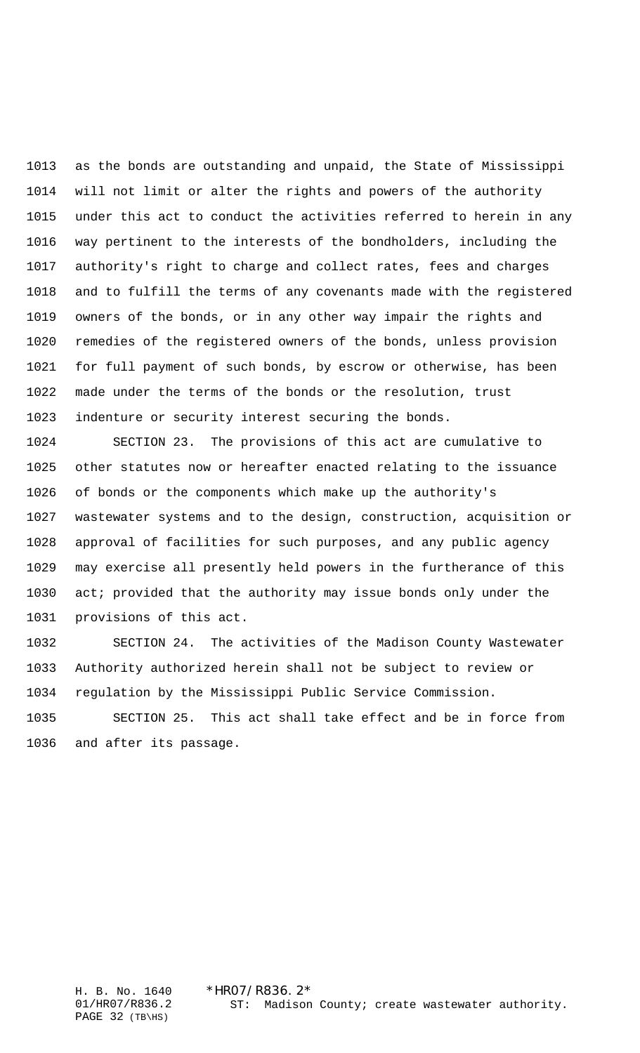as the bonds are outstanding and unpaid, the State of Mississippi will not limit or alter the rights and powers of the authority under this act to conduct the activities referred to herein in any way pertinent to the interests of the bondholders, including the authority's right to charge and collect rates, fees and charges and to fulfill the terms of any covenants made with the registered owners of the bonds, or in any other way impair the rights and remedies of the registered owners of the bonds, unless provision for full payment of such bonds, by escrow or otherwise, has been made under the terms of the bonds or the resolution, trust indenture or security interest securing the bonds.

SECTION 23. The provisions of this act are cumulative to other statutes now or hereafter enacted relating to the issuance of bonds or the components which make up the authority's wastewater systems and to the design, construction, acquisition or approval of facilities for such purposes, and any public agency may exercise all presently held powers in the furtherance of this act; provided that the authority may issue bonds only under the provisions of this act.

SECTION 24. The activities of the Madison County Wastewater Authority authorized herein shall not be subject to review or regulation by the Mississippi Public Service Commission.

SECTION 25. This act shall take effect and be in force from and after its passage.